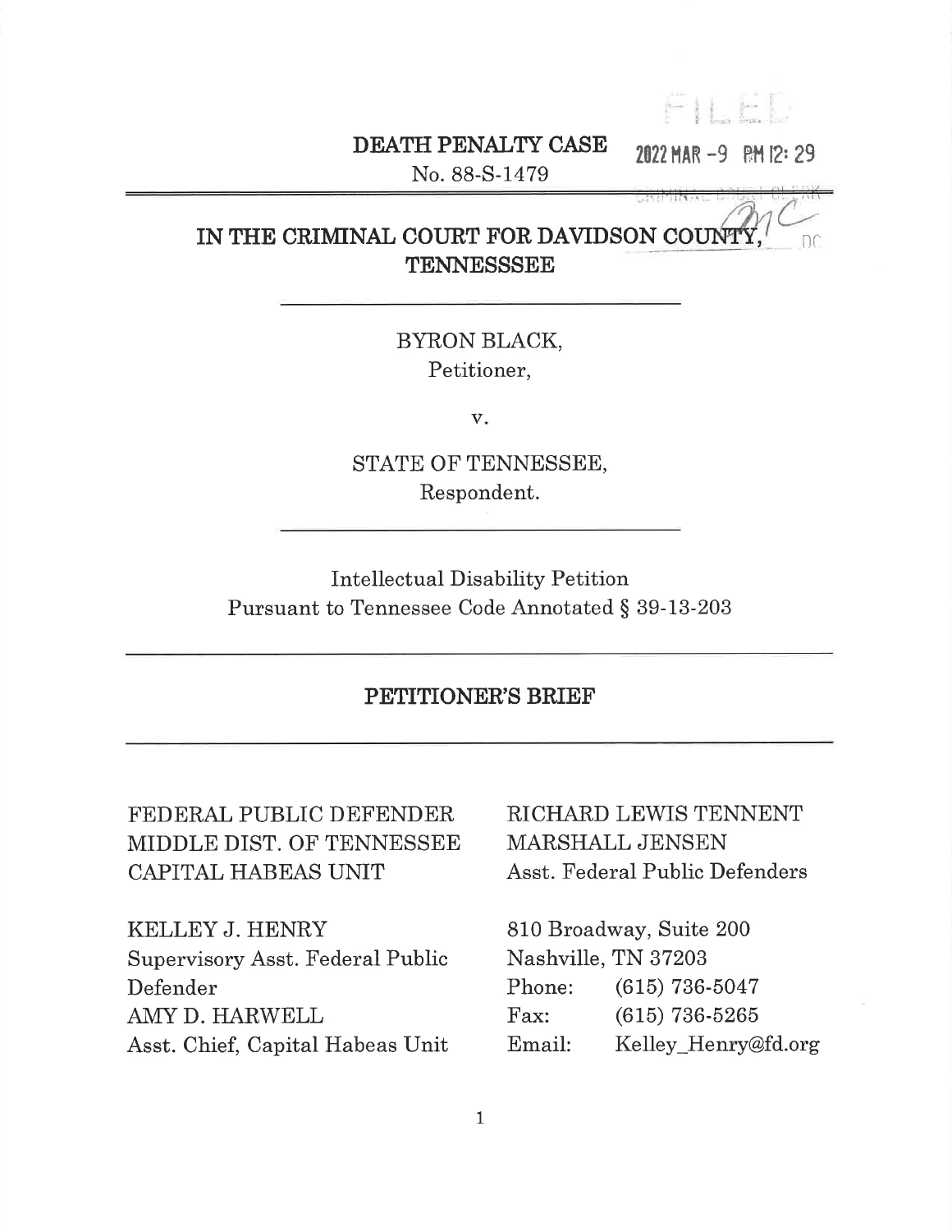FILED

2022 MAR -9 PM 12: 29

**DEATH PENALTY CASE**

No. 88-S-1479

CRIMINAL COURT CLERK

**IN THE CRIMINAL COURT FOR DAVIDSON COUNTY, TENNESSSEE**

BYRON BLACK,
Petitioner,

v.

STATE OF TENNESSEE,
Respondent.

Intellectual Disability Petition
Pursuant to Tennessee Code Annotated § 39-13-203

## PETITIONER'S BRIEF

FEDERAL PUBLIC DEFENDER
MIDDLE DIST. OF TENNESSEE
CAPITAL HABEAS UNIT

KELLEY J. HENRY
Supervisory Asst. Federal Public Defender
AMY D. HARWELL
Asst. Chief, Capital Habeas Unit

RICHARD LEWIS TENNENT
MARSHALL JENSEN
Asst. Federal Public Defenders

810 Broadway, Suite 200
Nashville, TN 37203
Phone: (615) 736-5047
Fax: (615) 736-5265
Email: Kelley_Henry@fd.org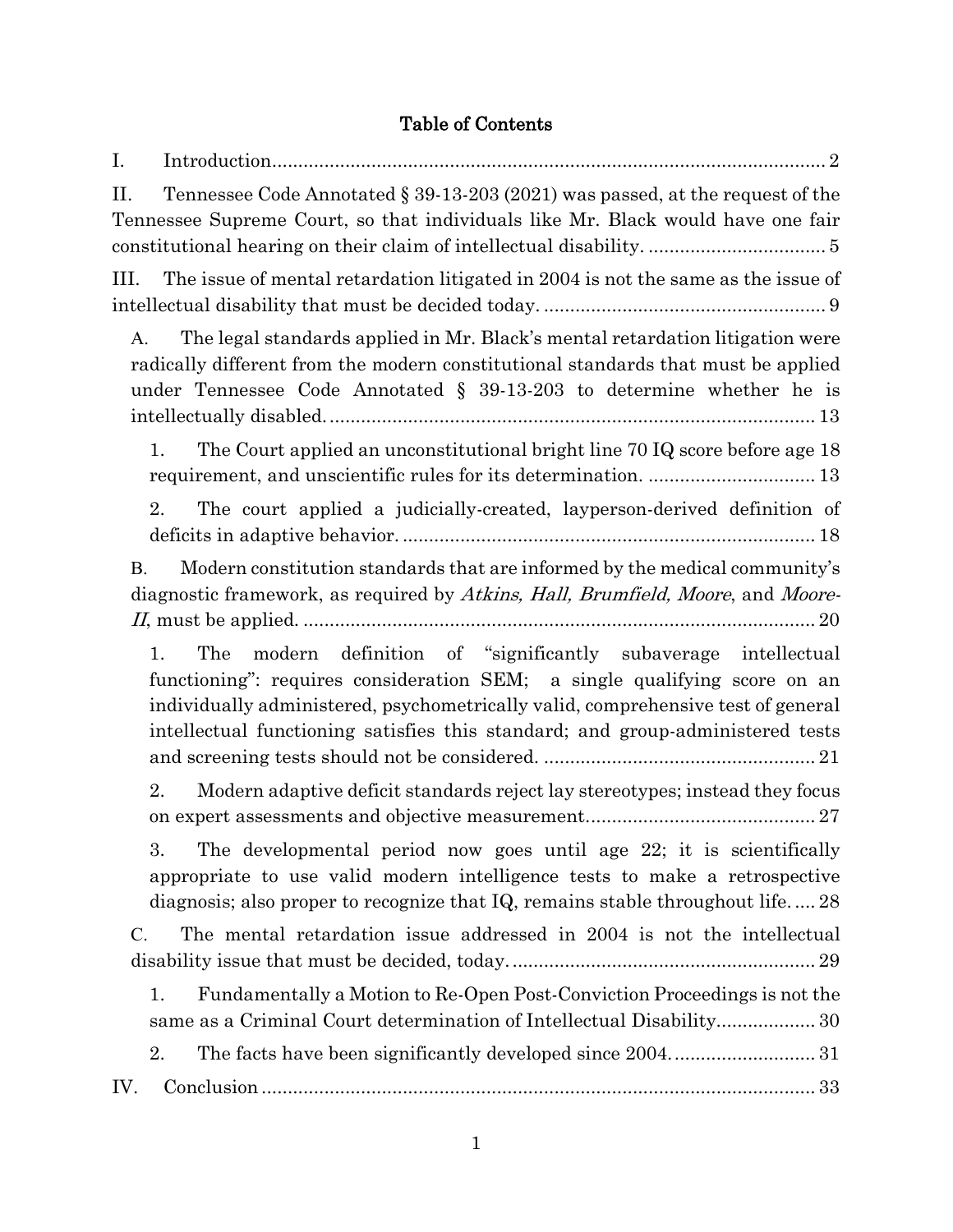# Table of Contents

I. Introduction .......... 2

II. Tennessee Code Annotated § 39-13-203 (2021) was passed, at the request of the Tennessee Supreme Court, so that individuals like Mr. Black would have one fair constitutional hearing on their claim of intellectual disability. .......... 5

III. The issue of mental retardation litigated in 2004 is not the same as the issue of intellectual disability that must be decided today. .......... 9

- A. The legal standards applied in Mr. Black's mental retardation litigation were radically different from the modern constitutional standards that must be applied under Tennessee Code Annotated § 39-13-203 to determine whether he is intellectually disabled. .......... 13
  - 1. The Court applied an unconstitutional bright line 70 IQ score before age 18 requirement, and unscientific rules for its determination. .......... 13
  - 2. The court applied a judicially-created, layperson-derived definition of deficits in adaptive behavior. .......... 18
- B. Modern constitution standards that are informed by the medical community's diagnostic framework, as required by *Atkins, Hall, Brumfield, Moore*, and *Moore-II*, must be applied. .......... 20
  - 1. The modern definition of "significantly subaverage intellectual functioning": requires consideration SEM; a single qualifying score on an individually administered, psychometrically valid, comprehensive test of general intellectual functioning satisfies this standard; and group-administered tests and screening tests should not be considered. .......... 21
  - 2. Modern adaptive deficit standards reject lay stereotypes; instead they focus on expert assessments and objective measurement .......... 27
  - 3. The developmental period now goes until age 22; it is scientifically appropriate to use valid modern intelligence tests to make a retrospective diagnosis; also proper to recognize that IQ, remains stable throughout life. .... 28
- C. The mental retardation issue addressed in 2004 is not the intellectual disability issue that must be decided, today. .......... 29
  - 1. Fundamentally a Motion to Re-Open Post-Conviction Proceedings is not the same as a Criminal Court determination of Intellectual Disability .......... 30
  - 2. The facts have been significantly developed since 2004. .......... 31

IV. Conclusion .......... 33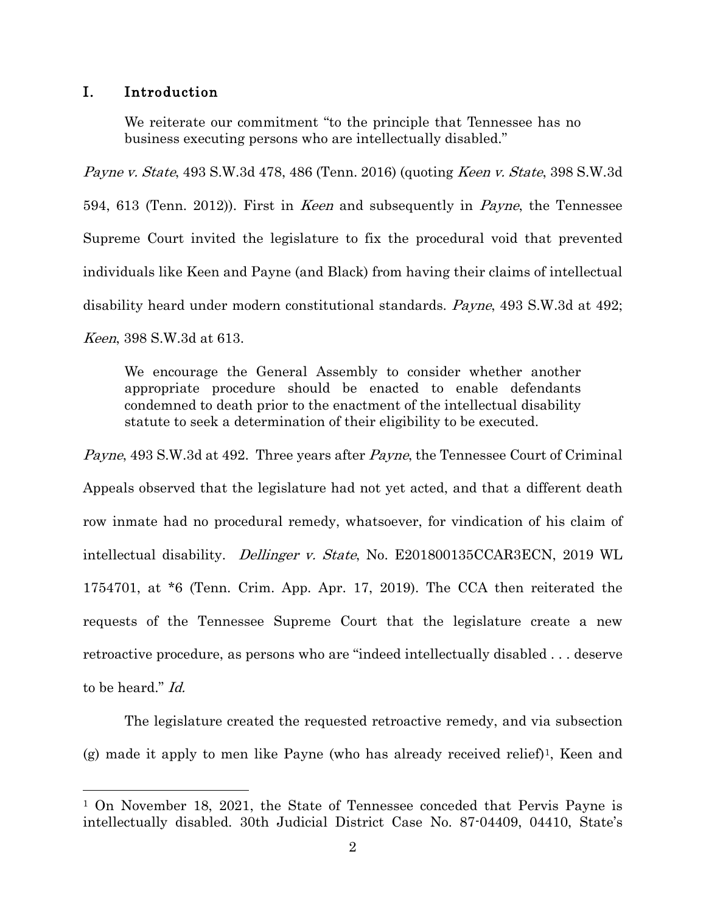## I. Introduction

> We reiterate our commitment "to the principle that Tennessee has no business executing persons who are intellectually disabled."

*Payne v. State*, 493 S.W.3d 478, 486 (Tenn. 2016) (quoting *Keen v. State*, 398 S.W.3d 594, 613 (Tenn. 2012)). First in *Keen* and subsequently in *Payne*, the Tennessee Supreme Court invited the legislature to fix the procedural void that prevented individuals like Keen and Payne (and Black) from having their claims of intellectual disability heard under modern constitutional standards. *Payne*, 493 S.W.3d at 492; *Keen*, 398 S.W.3d at 613.

> We encourage the General Assembly to consider whether another appropriate procedure should be enacted to enable defendants condemned to death prior to the enactment of the intellectual disability statute to seek a determination of their eligibility to be executed.

*Payne*, 493 S.W.3d at 492. Three years after *Payne*, the Tennessee Court of Criminal Appeals observed that the legislature had not yet acted, and that a different death row inmate had no procedural remedy, whatsoever, for vindication of his claim of intellectual disability. *Dellinger v. State*, No. E201800135CCAR3ECN, 2019 WL 1754701, at *6 (Tenn. Crim. App. Apr. 17, 2019). The CCA then reiterated the requests of the Tennessee Supreme Court that the legislature create a new retroactive procedure, as persons who are "indeed intellectually disabled . . . deserve to be heard." *Id.*

The legislature created the requested retroactive remedy, and via subsection (g) made it apply to men like Payne (who has already received relief)[1], Keen and

---

[1] On November 18, 2021, the State of Tennessee conceded that Pervis Payne is intellectually disabled. 30th Judicial District Case No. 87-04409, 04410, State's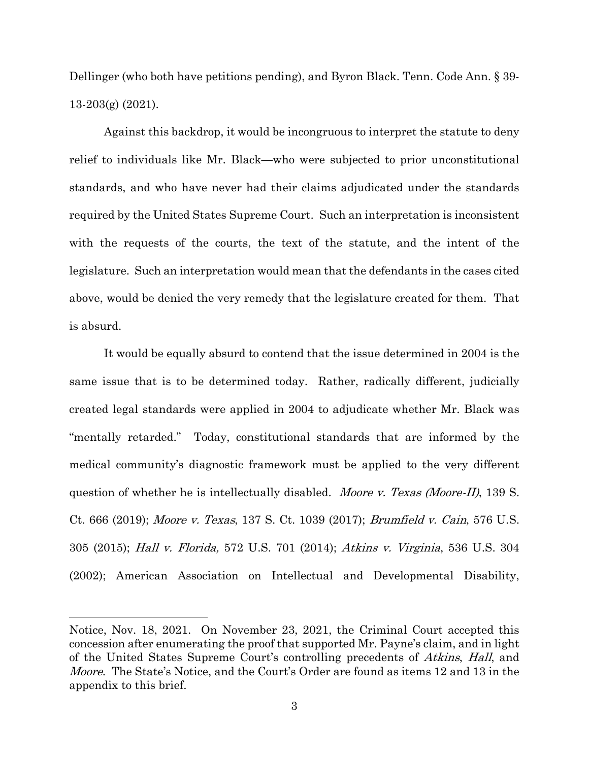Dellinger (who both have petitions pending), and Byron Black. Tenn. Code Ann. § 39-13-203(g) (2021).

Against this backdrop, it would be incongruous to interpret the statute to deny relief to individuals like Mr. Black—who were subjected to prior unconstitutional standards, and who have never had their claims adjudicated under the standards required by the United States Supreme Court. Such an interpretation is inconsistent with the requests of the courts, the text of the statute, and the intent of the legislature. Such an interpretation would mean that the defendants in the cases cited above, would be denied the very remedy that the legislature created for them. That is absurd.

It would be equally absurd to contend that the issue determined in 2004 is the same issue that is to be determined today. Rather, radically different, judicially created legal standards were applied in 2004 to adjudicate whether Mr. Black was "mentally retarded." Today, constitutional standards that are informed by the medical community's diagnostic framework must be applied to the very different question of whether he is intellectually disabled. *Moore v. Texas (Moore-II)*, 139 S. Ct. 666 (2019); *Moore v. Texas*, 137 S. Ct. 1039 (2017); *Brumfield v. Cain*, 576 U.S. 305 (2015); *Hall v. Florida,* 572 U.S. 701 (2014); *Atkins v. Virginia*, 536 U.S. 304 (2002); American Association on Intellectual and Developmental Disability,

---

Notice, Nov. 18, 2021. On November 23, 2021, the Criminal Court accepted this concession after enumerating the proof that supported Mr. Payne's claim, and in light of the United States Supreme Court's controlling precedents of *Atkins*, *Hall*, and *Moore*. The State's Notice, and the Court's Order are found as items 12 and 13 in the appendix to this brief.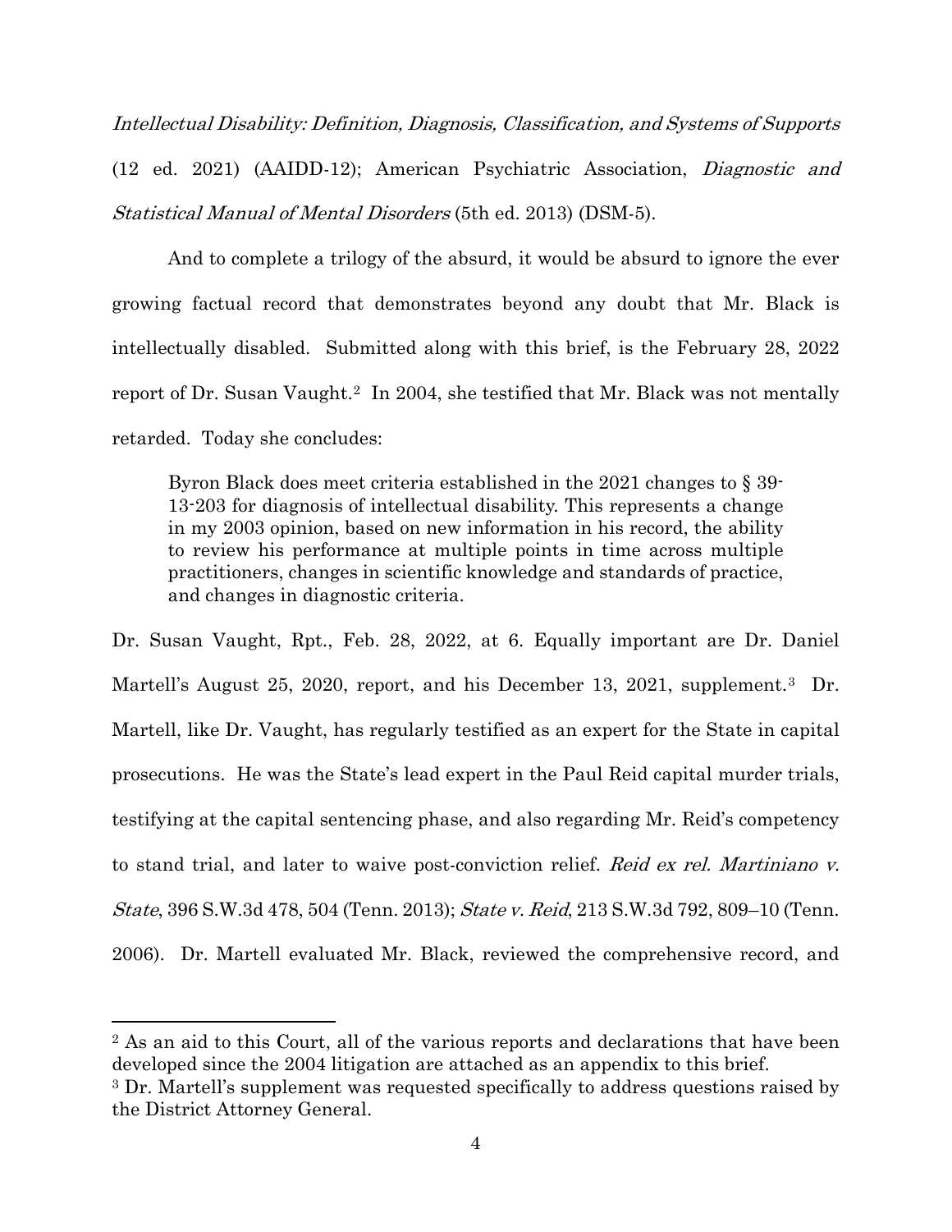*Intellectual Disability: Definition, Diagnosis, Classification, and Systems of Supports* (12 ed. 2021) (AAIDD-12); American Psychiatric Association, *Diagnostic and Statistical Manual of Mental Disorders* (5th ed. 2013) (DSM-5).

And to complete a trilogy of the absurd, it would be absurd to ignore the ever growing factual record that demonstrates beyond any doubt that Mr. Black is intellectually disabled. Submitted along with this brief, is the February 28, 2022 report of Dr. Susan Vaught.[2] In 2004, she testified that Mr. Black was not mentally retarded. Today she concludes:

> Byron Black does meet criteria established in the 2021 changes to § 39-13-203 for diagnosis of intellectual disability. This represents a change in my 2003 opinion, based on new information in his record, the ability to review his performance at multiple points in time across multiple practitioners, changes in scientific knowledge and standards of practice, and changes in diagnostic criteria.

Dr. Susan Vaught, Rpt., Feb. 28, 2022, at 6. Equally important are Dr. Daniel Martell's August 25, 2020, report, and his December 13, 2021, supplement.[3] Dr. Martell, like Dr. Vaught, has regularly testified as an expert for the State in capital prosecutions. He was the State's lead expert in the Paul Reid capital murder trials, testifying at the capital sentencing phase, and also regarding Mr. Reid's competency to stand trial, and later to waive post-conviction relief. *Reid ex rel. Martiniano v. State*, 396 S.W.3d 478, 504 (Tenn. 2013); *State v. Reid*, 213 S.W.3d 792, 809–10 (Tenn. 2006). Dr. Martell evaluated Mr. Black, reviewed the comprehensive record, and

---

[2] As an aid to this Court, all of the various reports and declarations that have been developed since the 2004 litigation are attached as an appendix to this brief.

[3] Dr. Martell's supplement was requested specifically to address questions raised by the District Attorney General.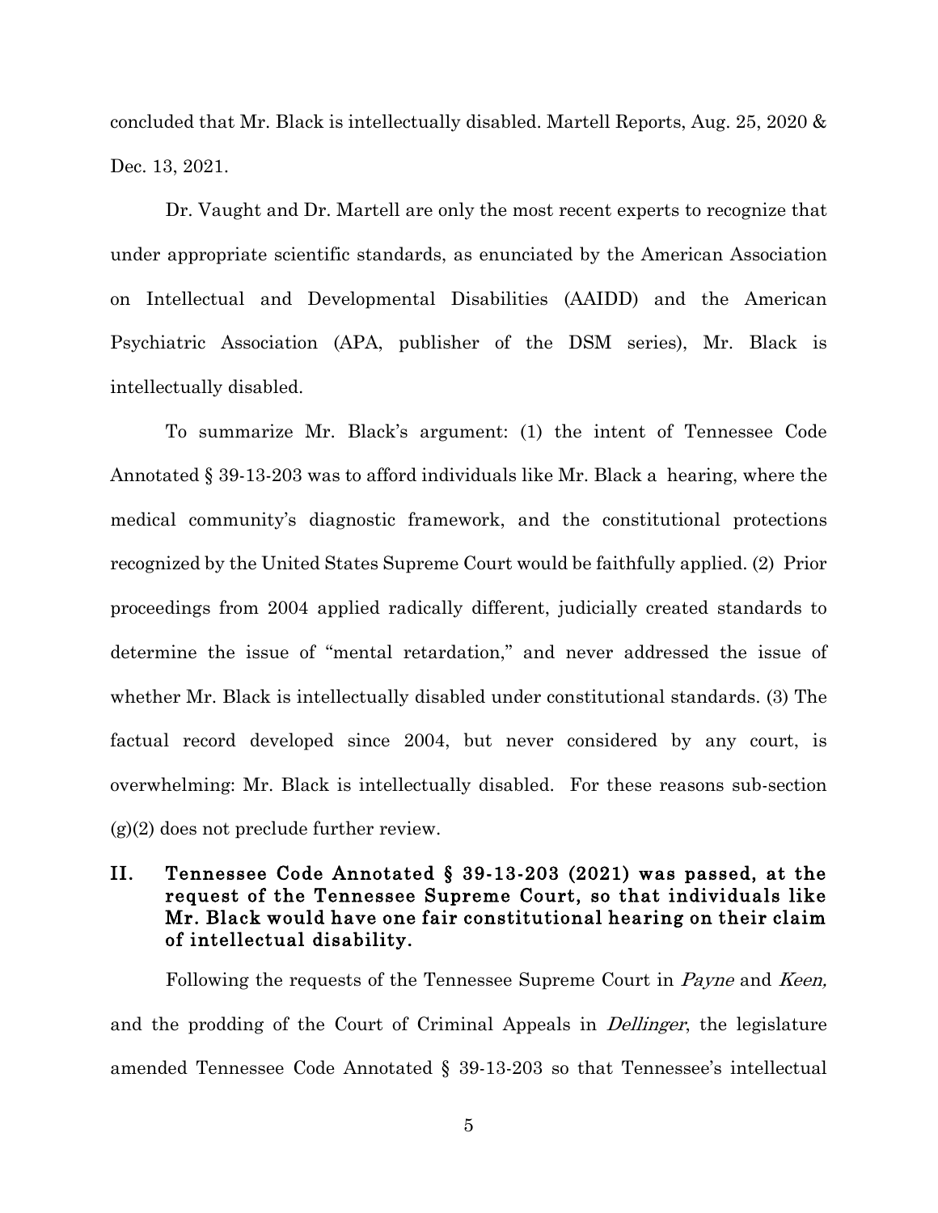concluded that Mr. Black is intellectually disabled. Martell Reports, Aug. 25, 2020 & Dec. 13, 2021.

Dr. Vaught and Dr. Martell are only the most recent experts to recognize that under appropriate scientific standards, as enunciated by the American Association on Intellectual and Developmental Disabilities (AAIDD) and the American Psychiatric Association (APA, publisher of the DSM series), Mr. Black is intellectually disabled.

To summarize Mr. Black's argument: (1) the intent of Tennessee Code Annotated § 39-13-203 was to afford individuals like Mr. Black a hearing, where the medical community's diagnostic framework, and the constitutional protections recognized by the United States Supreme Court would be faithfully applied. (2) Prior proceedings from 2004 applied radically different, judicially created standards to determine the issue of "mental retardation," and never addressed the issue of whether Mr. Black is intellectually disabled under constitutional standards. (3) The factual record developed since 2004, but never considered by any court, is overwhelming: Mr. Black is intellectually disabled. For these reasons sub-section (g)(2) does not preclude further review.

## II. Tennessee Code Annotated § 39-13-203 (2021) was passed, at the request of the Tennessee Supreme Court, so that individuals like Mr. Black would have one fair constitutional hearing on their claim of intellectual disability.

Following the requests of the Tennessee Supreme Court in *Payne* and *Keen,* and the prodding of the Court of Criminal Appeals in *Dellinger*, the legislature amended Tennessee Code Annotated § 39-13-203 so that Tennessee's intellectual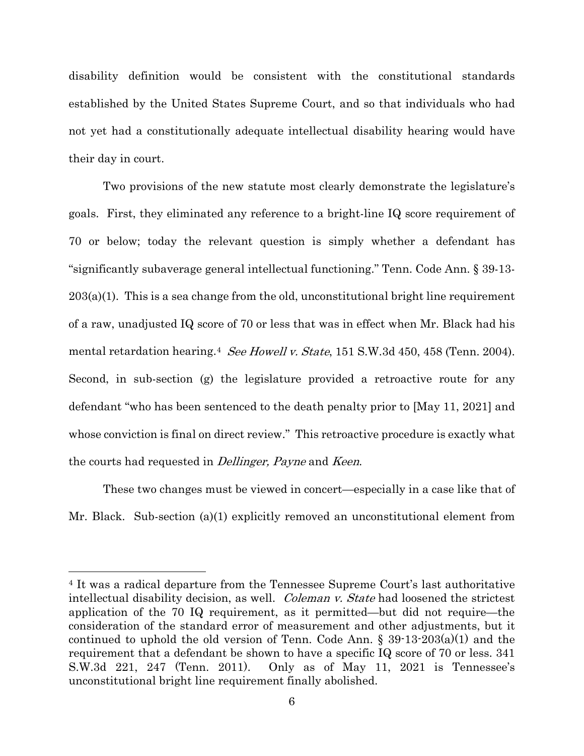disability definition would be consistent with the constitutional standards established by the United States Supreme Court, and so that individuals who had not yet had a constitutionally adequate intellectual disability hearing would have their day in court.

Two provisions of the new statute most clearly demonstrate the legislature's goals. First, they eliminated any reference to a bright-line IQ score requirement of 70 or below; today the relevant question is simply whether a defendant has "significantly subaverage general intellectual functioning." Tenn. Code Ann. § 39-13-203(a)(1). This is a sea change from the old, unconstitutional bright line requirement of a raw, unadjusted IQ score of 70 or less that was in effect when Mr. Black had his mental retardation hearing.[4] *See Howell v. State*, 151 S.W.3d 450, 458 (Tenn. 2004). Second, in sub-section (g) the legislature provided a retroactive route for any defendant "who has been sentenced to the death penalty prior to [May 11, 2021] and whose conviction is final on direct review." This retroactive procedure is exactly what the courts had requested in *Dellinger, Payne* and *Keen*.

These two changes must be viewed in concert—especially in a case like that of Mr. Black. Sub-section (a)(1) explicitly removed an unconstitutional element from

---

[4] It was a radical departure from the Tennessee Supreme Court's last authoritative intellectual disability decision, as well. *Coleman v. State* had loosened the strictest application of the 70 IQ requirement, as it permitted—but did not require—the consideration of the standard error of measurement and other adjustments, but it continued to uphold the old version of Tenn. Code Ann. § 39-13-203(a)(1) and the requirement that a defendant be shown to have a specific IQ score of 70 or less. 341 S.W.3d 221, 247 (Tenn. 2011). Only as of May 11, 2021 is Tennessee's unconstitutional bright line requirement finally abolished.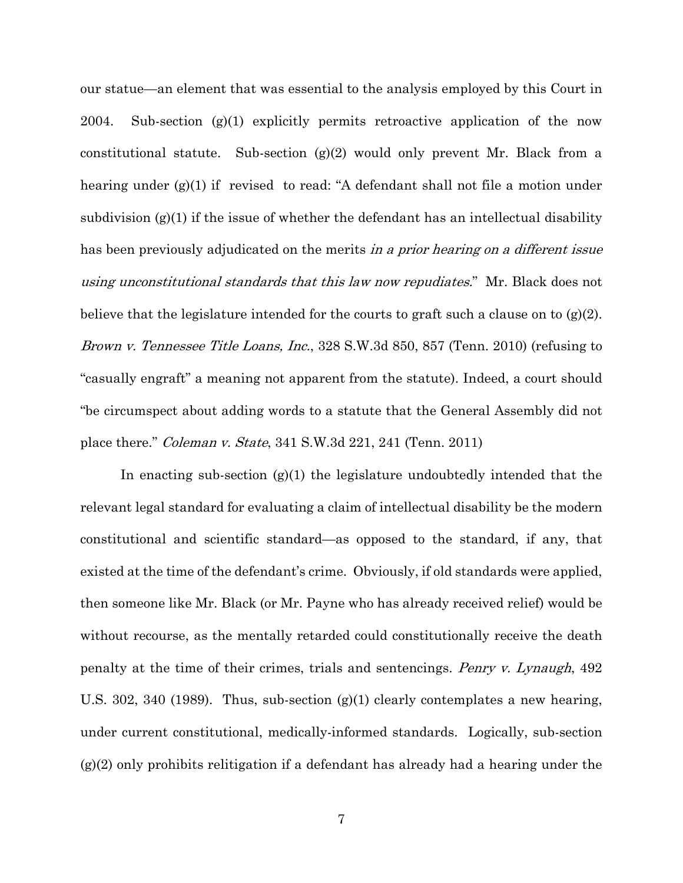our statue—an element that was essential to the analysis employed by this Court in 2004. Sub-section (g)(1) explicitly permits retroactive application of the now constitutional statute. Sub-section (g)(2) would only prevent Mr. Black from a hearing under (g)(1) if revised to read: "A defendant shall not file a motion under subdivision (g)(1) if the issue of whether the defendant has an intellectual disability has been previously adjudicated on the merits *in a prior hearing on a different issue using unconstitutional standards that this law now repudiates.*" Mr. Black does not believe that the legislature intended for the courts to graft such a clause on to (g)(2). *Brown v. Tennessee Title Loans, Inc.*, 328 S.W.3d 850, 857 (Tenn. 2010) (refusing to "casually engraft" a meaning not apparent from the statute). Indeed, a court should "be circumspect about adding words to a statute that the General Assembly did not place there." *Coleman v. State*, 341 S.W.3d 221, 241 (Tenn. 2011)

In enacting sub-section (g)(1) the legislature undoubtedly intended that the relevant legal standard for evaluating a claim of intellectual disability be the modern constitutional and scientific standard—as opposed to the standard, if any, that existed at the time of the defendant's crime. Obviously, if old standards were applied, then someone like Mr. Black (or Mr. Payne who has already received relief) would be without recourse, as the mentally retarded could constitutionally receive the death penalty at the time of their crimes, trials and sentencings. *Penry v. Lynaugh*, 492 U.S. 302, 340 (1989). Thus, sub-section (g)(1) clearly contemplates a new hearing, under current constitutional, medically-informed standards. Logically, sub-section (g)(2) only prohibits relitigation if a defendant has already had a hearing under the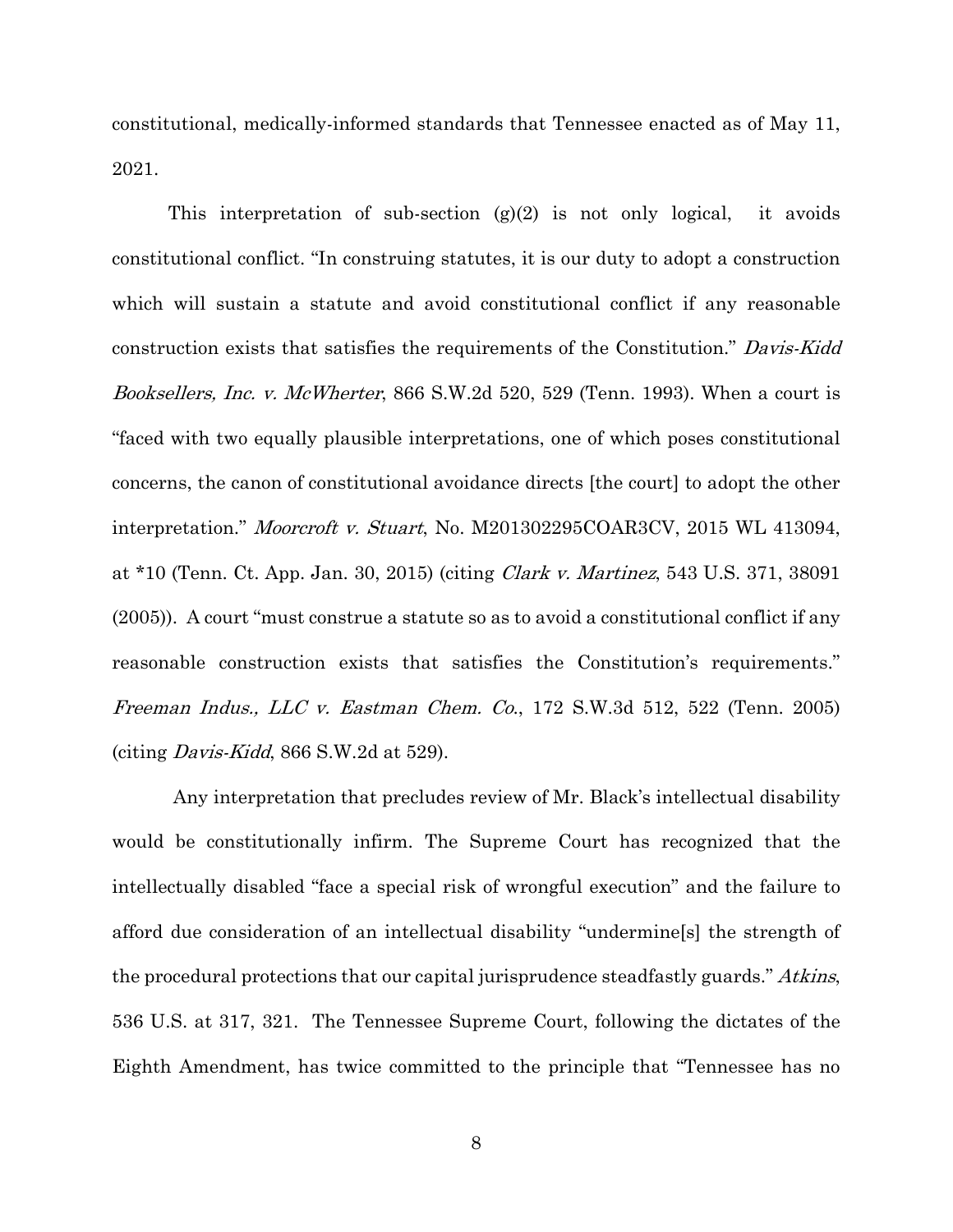constitutional, medically-informed standards that Tennessee enacted as of May 11, 2021.

This interpretation of sub-section (g)(2) is not only logical, it avoids constitutional conflict. "In construing statutes, it is our duty to adopt a construction which will sustain a statute and avoid constitutional conflict if any reasonable construction exists that satisfies the requirements of the Constitution." *Davis-Kidd Booksellers, Inc. v. McWherter*, 866 S.W.2d 520, 529 (Tenn. 1993). When a court is "faced with two equally plausible interpretations, one of which poses constitutional concerns, the canon of constitutional avoidance directs [the court] to adopt the other interpretation." *Moorcroft v. Stuart*, No. M201302295COAR3CV, 2015 WL 413094, at *10 (Tenn. Ct. App. Jan. 30, 2015) (citing *Clark v. Martinez*, 543 U.S. 371, 38091 (2005)). A court "must construe a statute so as to avoid a constitutional conflict if any reasonable construction exists that satisfies the Constitution's requirements." *Freeman Indus., LLC v. Eastman Chem. Co*., 172 S.W.3d 512, 522 (Tenn. 2005) (citing *Davis-Kidd*, 866 S.W.2d at 529).

Any interpretation that precludes review of Mr. Black's intellectual disability would be constitutionally infirm. The Supreme Court has recognized that the intellectually disabled "face a special risk of wrongful execution" and the failure to afford due consideration of an intellectual disability "undermine[s] the strength of the procedural protections that our capital jurisprudence steadfastly guards." *Atkins*, 536 U.S. at 317, 321. The Tennessee Supreme Court, following the dictates of the Eighth Amendment, has twice committed to the principle that "Tennessee has no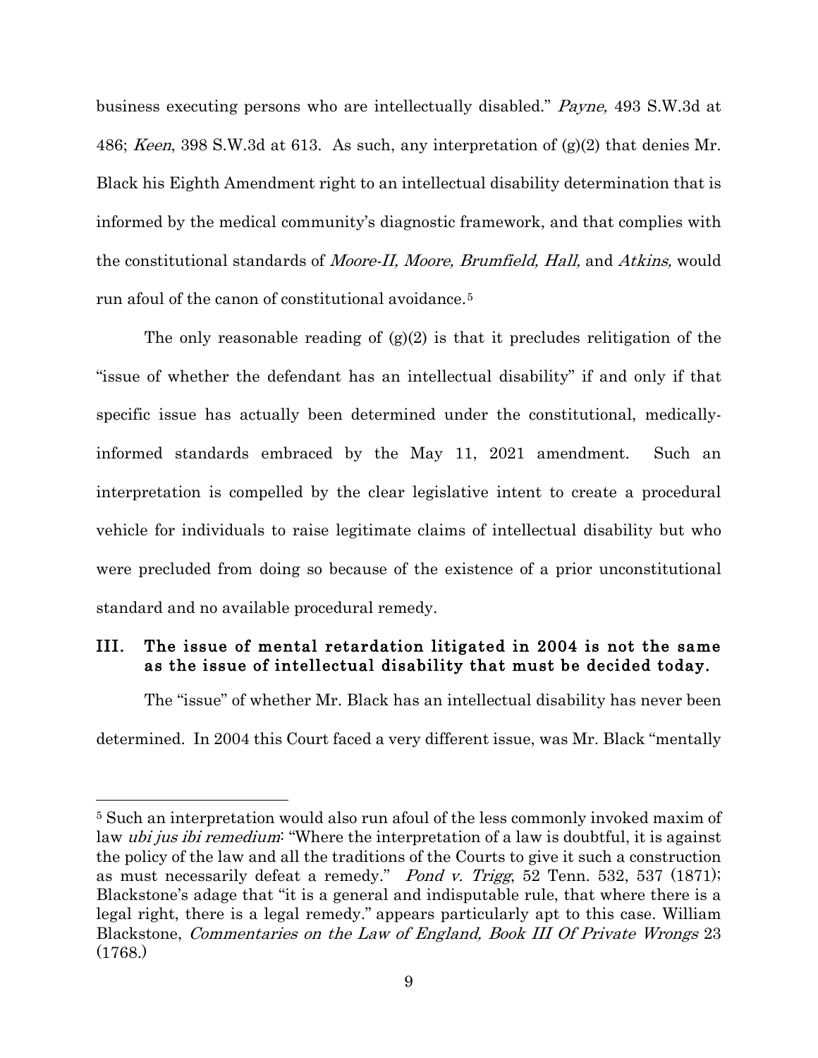business executing persons who are intellectually disabled." *Payne,* 493 S.W.3d at 486; *Keen*, 398 S.W.3d at 613. As such, any interpretation of (g)(2) that denies Mr. Black his Eighth Amendment right to an intellectual disability determination that is informed by the medical community's diagnostic framework, and that complies with the constitutional standards of *Moore-II, Moore, Brumfield, Hall,* and *Atkins,* would run afoul of the canon of constitutional avoidance.[5]

The only reasonable reading of (g)(2) is that it precludes relitigation of the "issue of whether the defendant has an intellectual disability" if and only if that specific issue has actually been determined under the constitutional, medically-informed standards embraced by the May 11, 2021 amendment. Such an interpretation is compelled by the clear legislative intent to create a procedural vehicle for individuals to raise legitimate claims of intellectual disability but who were precluded from doing so because of the existence of a prior unconstitutional standard and no available procedural remedy.

## III. The issue of mental retardation litigated in 2004 is not the same as the issue of intellectual disability that must be decided today.

The "issue" of whether Mr. Black has an intellectual disability has never been determined. In 2004 this Court faced a very different issue, was Mr. Black "mentally

---

[5] Such an interpretation would also run afoul of the less commonly invoked maxim of law *ubi jus ibi remedium*: "Where the interpretation of a law is doubtful, it is against the policy of the law and all the traditions of the Courts to give it such a construction as must necessarily defeat a remedy." *Pond v. Trigg*, 52 Tenn. 532, 537 (1871); Blackstone's adage that "it is a general and indisputable rule, that where there is a legal right, there is a legal remedy." appears particularly apt to this case. William Blackstone, *Commentaries on the Law of England, Book III Of Private Wrongs* 23 (1768.)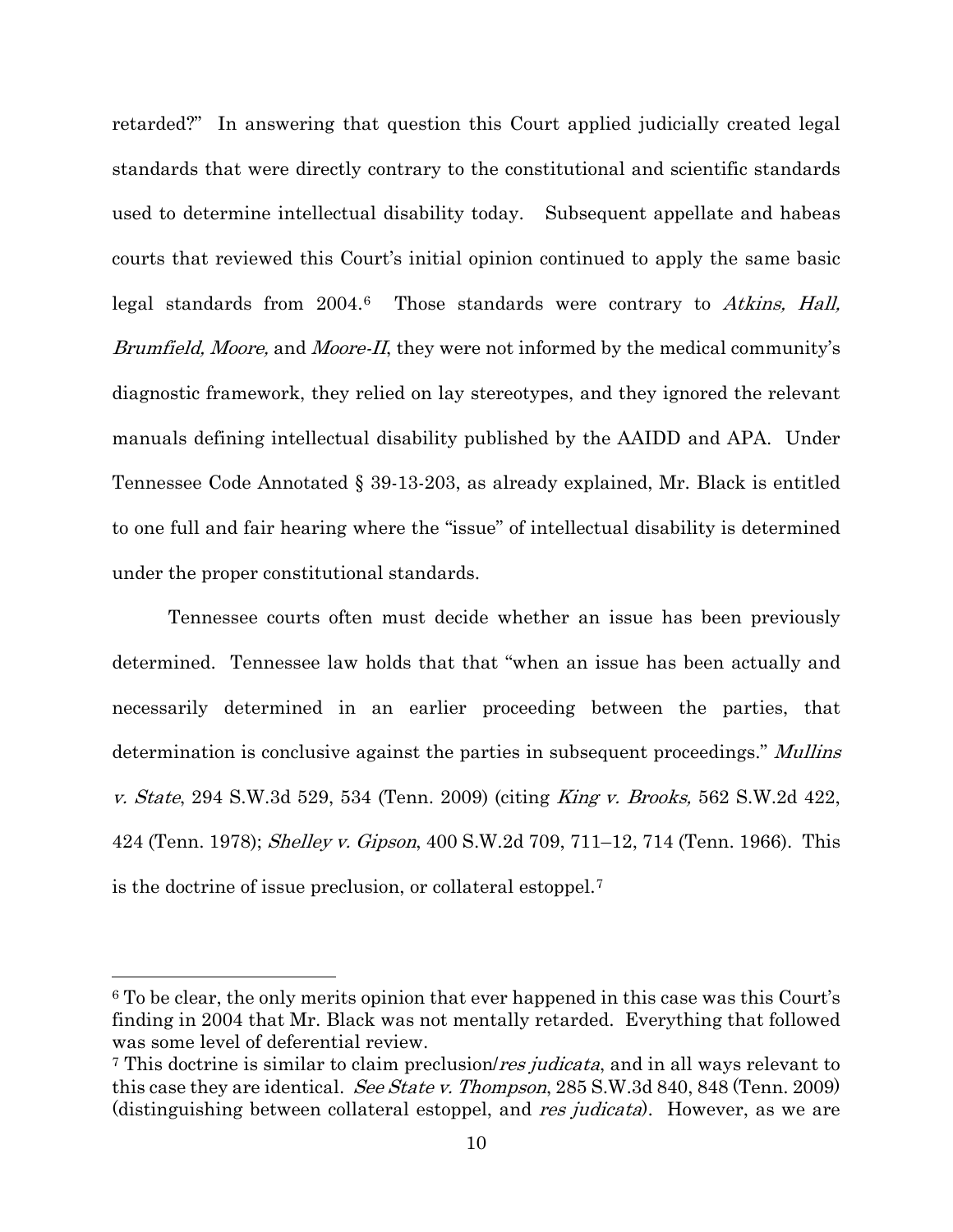retarded?" In answering that question this Court applied judicially created legal standards that were directly contrary to the constitutional and scientific standards used to determine intellectual disability today. Subsequent appellate and habeas courts that reviewed this Court's initial opinion continued to apply the same basic legal standards from 2004.[6] Those standards were contrary to *Atkins, Hall, Brumfield, Moore,* and *Moore-II*, they were not informed by the medical community's diagnostic framework, they relied on lay stereotypes, and they ignored the relevant manuals defining intellectual disability published by the AAIDD and APA. Under Tennessee Code Annotated § 39-13-203, as already explained, Mr. Black is entitled to one full and fair hearing where the "issue" of intellectual disability is determined under the proper constitutional standards.

Tennessee courts often must decide whether an issue has been previously determined. Tennessee law holds that that "when an issue has been actually and necessarily determined in an earlier proceeding between the parties, that determination is conclusive against the parties in subsequent proceedings." *Mullins v. State*, 294 S.W.3d 529, 534 (Tenn. 2009) (citing *King v. Brooks,* 562 S.W.2d 422, 424 (Tenn. 1978); *Shelley v. Gipson*, 400 S.W.2d 709, 711–12, 714 (Tenn. 1966). This is the doctrine of issue preclusion, or collateral estoppel.[7]

---

[6] To be clear, the only merits opinion that ever happened in this case was this Court's finding in 2004 that Mr. Black was not mentally retarded. Everything that followed was some level of deferential review.

[7] This doctrine is similar to claim preclusion/*res judicata*, and in all ways relevant to this case they are identical. *See State v. Thompson*, 285 S.W.3d 840, 848 (Tenn. 2009) (distinguishing between collateral estoppel, and *res judicata*). However, as we are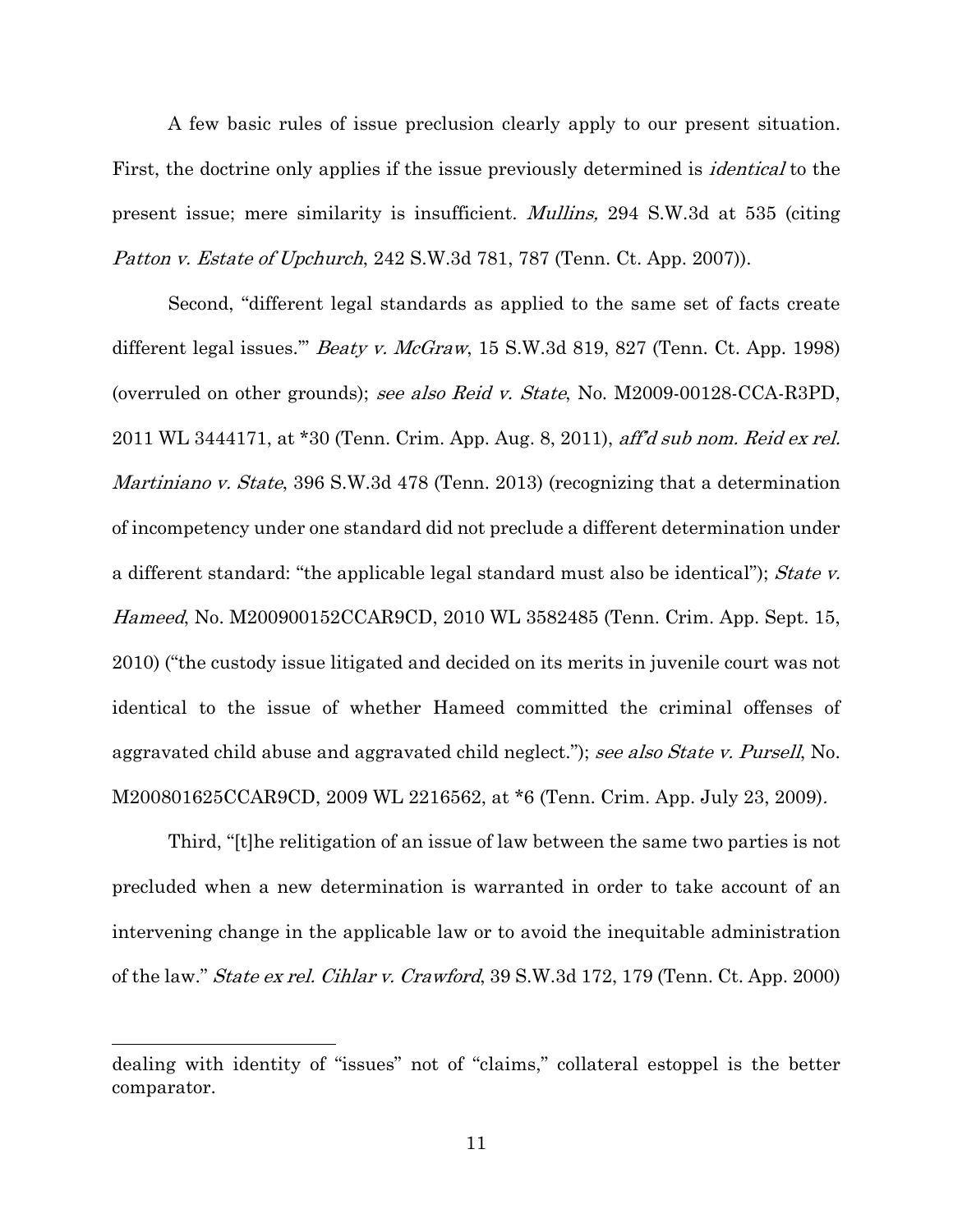A few basic rules of issue preclusion clearly apply to our present situation. First, the doctrine only applies if the issue previously determined is *identical* to the present issue; mere similarity is insufficient. *Mullins,* 294 S.W.3d at 535 (citing *Patton v. Estate of Upchurch*, 242 S.W.3d 781, 787 (Tenn. Ct. App. 2007)).

Second, "different legal standards as applied to the same set of facts create different legal issues.'" *Beaty v. McGraw*, 15 S.W.3d 819, 827 (Tenn. Ct. App. 1998) (overruled on other grounds); *see also Reid v. State*, No. M2009-00128-CCA-R3PD, 2011 WL 3444171, at *30 (Tenn. Crim. App. Aug. 8, 2011), *aff'd sub nom. Reid ex rel. Martiniano v. State*, 396 S.W.3d 478 (Tenn. 2013) (recognizing that a determination of incompetency under one standard did not preclude a different determination under a different standard: "the applicable legal standard must also be identical"); *State v. Hameed*, No. M200900152CCAR9CD, 2010 WL 3582485 (Tenn. Crim. App. Sept. 15, 2010) ("the custody issue litigated and decided on its merits in juvenile court was not identical to the issue of whether Hameed committed the criminal offenses of aggravated child abuse and aggravated child neglect."); *see also State v. Pursell*, No. M200801625CCAR9CD, 2009 WL 2216562, at *6 (Tenn. Crim. App. July 23, 2009).

Third, "[t]he relitigation of an issue of law between the same two parties is not precluded when a new determination is warranted in order to take account of an intervening change in the applicable law or to avoid the inequitable administration of the law." *State ex rel. Cihlar v. Crawford*, 39 S.W.3d 172, 179 (Tenn. Ct. App. 2000)

---

dealing with identity of "issues" not of "claims," collateral estoppel is the better comparator.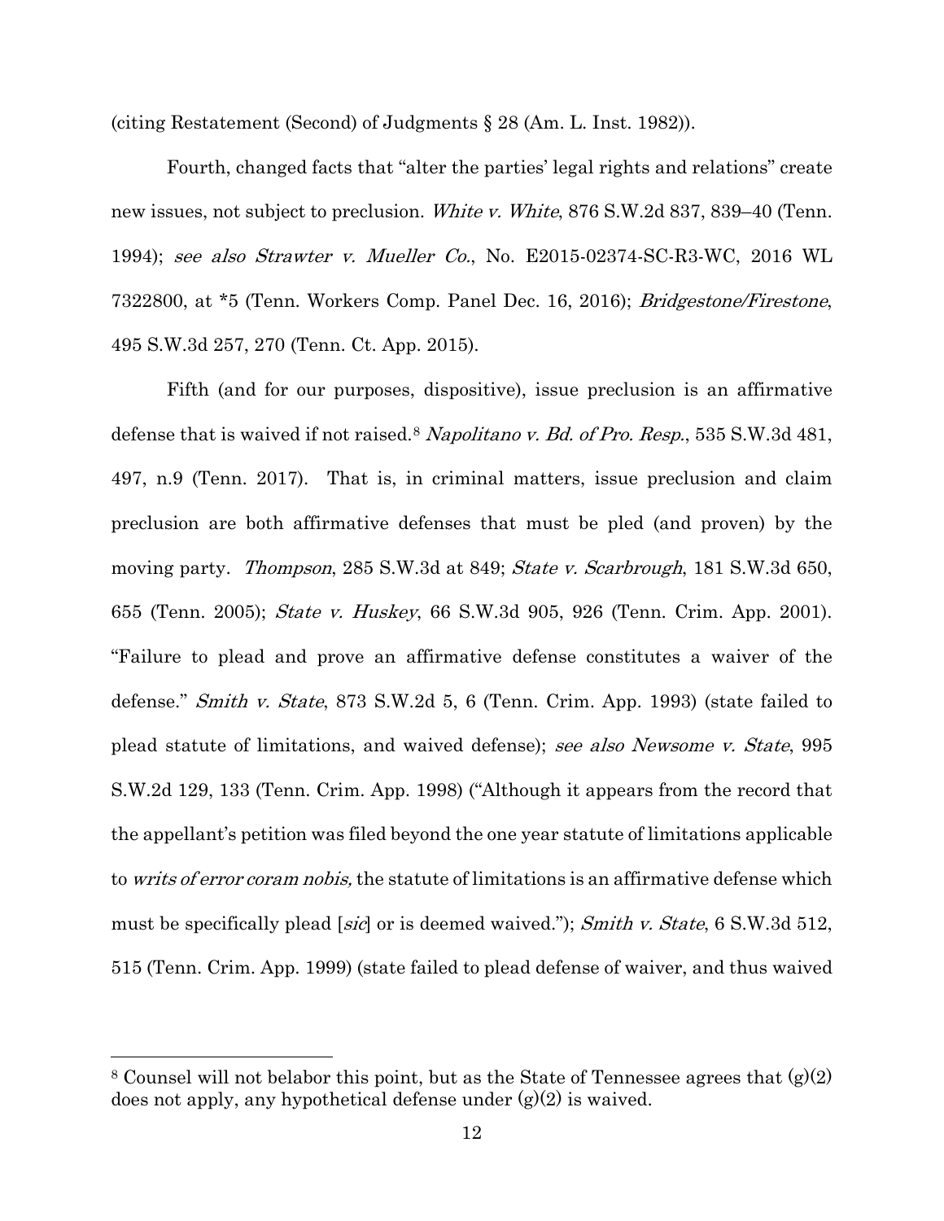(citing Restatement (Second) of Judgments § 28 (Am. L. Inst. 1982)).

Fourth, changed facts that "alter the parties' legal rights and relations" create new issues, not subject to preclusion. *White v. White*, 876 S.W.2d 837, 839–40 (Tenn. 1994); *see also Strawter v. Mueller Co.*, No. E2015-02374-SC-R3-WC, 2016 WL 7322800, at *5 (Tenn. Workers Comp. Panel Dec. 16, 2016); *Bridgestone/Firestone*, 495 S.W.3d 257, 270 (Tenn. Ct. App. 2015).

Fifth (and for our purposes, dispositive), issue preclusion is an affirmative defense that is waived if not raised.[8] *Napolitano v. Bd. of Pro. Resp.*, 535 S.W.3d 481, 497, n.9 (Tenn. 2017). That is, in criminal matters, issue preclusion and claim preclusion are both affirmative defenses that must be pled (and proven) by the moving party. *Thompson*, 285 S.W.3d at 849; *State v. Scarbrough*, 181 S.W.3d 650, 655 (Tenn. 2005); *State v. Huskey*, 66 S.W.3d 905, 926 (Tenn. Crim. App. 2001). "Failure to plead and prove an affirmative defense constitutes a waiver of the defense." *Smith v. State*, 873 S.W.2d 5, 6 (Tenn. Crim. App. 1993) (state failed to plead statute of limitations, and waived defense); *see also Newsome v. State*, 995 S.W.2d 129, 133 (Tenn. Crim. App. 1998) ("Although it appears from the record that the appellant's petition was filed beyond the one year statute of limitations applicable to *writs of error coram nobis,* the statute of limitations is an affirmative defense which must be specifically plead [*sic*] or is deemed waived."); *Smith v. State*, 6 S.W.3d 512, 515 (Tenn. Crim. App. 1999) (state failed to plead defense of waiver, and thus waived

---

[8] Counsel will not belabor this point, but as the State of Tennessee agrees that (g)(2) does not apply, any hypothetical defense under (g)(2) is waived.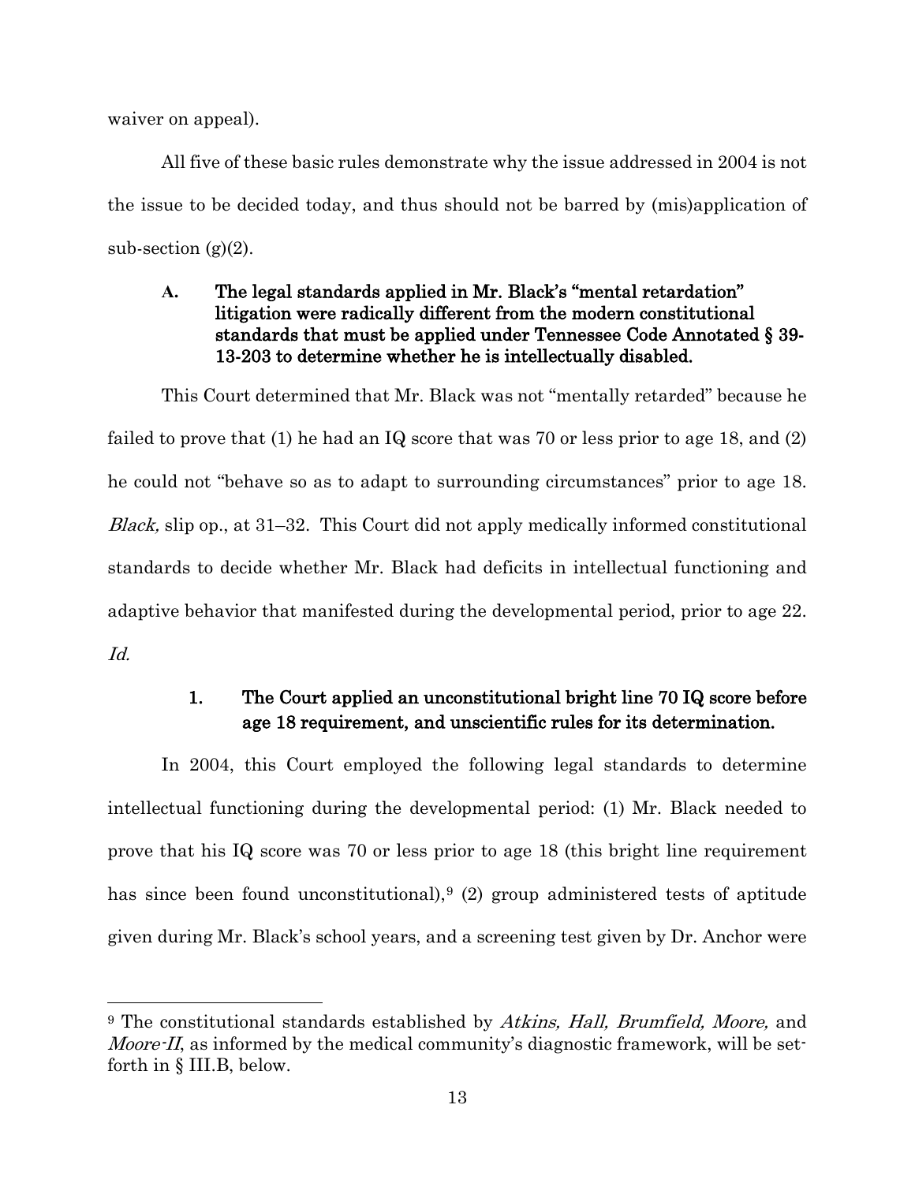waiver on appeal).

All five of these basic rules demonstrate why the issue addressed in 2004 is not the issue to be decided today, and thus should not be barred by (mis)application of sub-section (g)(2).

### A. The legal standards applied in Mr. Black's "mental retardation" litigation were radically different from the modern constitutional standards that must be applied under Tennessee Code Annotated § 39-13-203 to determine whether he is intellectually disabled.

This Court determined that Mr. Black was not "mentally retarded" because he failed to prove that (1) he had an IQ score that was 70 or less prior to age 18, and (2) he could not "behave so as to adapt to surrounding circumstances" prior to age 18. *Black,* slip op., at 31–32. This Court did not apply medically informed constitutional standards to decide whether Mr. Black had deficits in intellectual functioning and adaptive behavior that manifested during the developmental period, prior to age 22. *Id.*

#### 1. The Court applied an unconstitutional bright line 70 IQ score before age 18 requirement, and unscientific rules for its determination.

In 2004, this Court employed the following legal standards to determine intellectual functioning during the developmental period: (1) Mr. Black needed to prove that his IQ score was 70 or less prior to age 18 (this bright line requirement has since been found unconstitutional),[9] (2) group administered tests of aptitude given during Mr. Black's school years, and a screening test given by Dr. Anchor were

[9] The constitutional standards established by *Atkins, Hall, Brumfield, Moore,* and *Moore-II*, as informed by the medical community's diagnostic framework, will be set-forth in § III.B, below.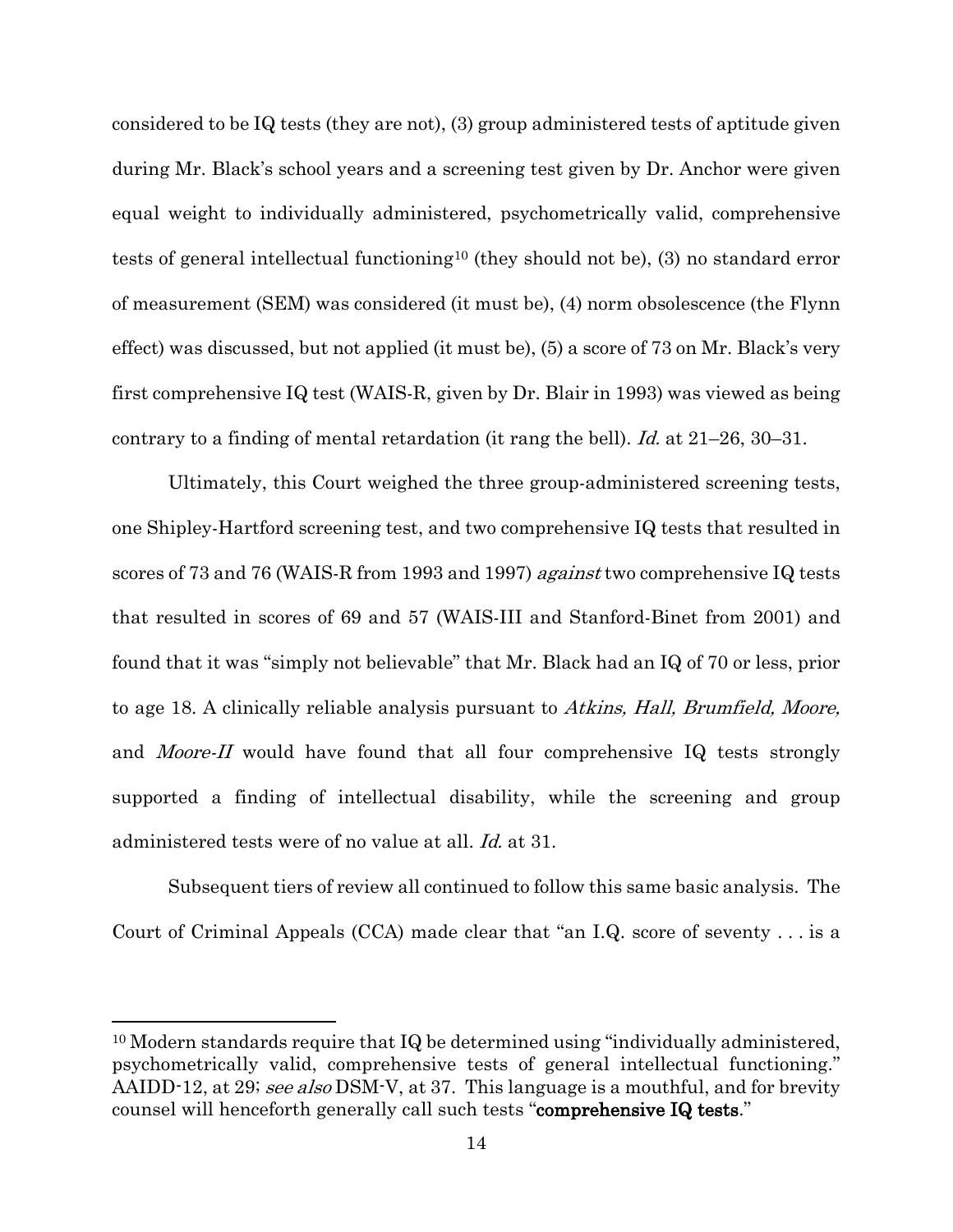considered to be IQ tests (they are not), (3) group administered tests of aptitude given during Mr. Black's school years and a screening test given by Dr. Anchor were given equal weight to individually administered, psychometrically valid, comprehensive tests of general intellectual functioning[10] (they should not be), (3) no standard error of measurement (SEM) was considered (it must be), (4) norm obsolescence (the Flynn effect) was discussed, but not applied (it must be), (5) a score of 73 on Mr. Black's very first comprehensive IQ test (WAIS-R, given by Dr. Blair in 1993) was viewed as being contrary to a finding of mental retardation (it rang the bell). *Id.* at 21–26, 30–31.

Ultimately, this Court weighed the three group-administered screening tests, one Shipley-Hartford screening test, and two comprehensive IQ tests that resulted in scores of 73 and 76 (WAIS-R from 1993 and 1997) *against* two comprehensive IQ tests that resulted in scores of 69 and 57 (WAIS-III and Stanford-Binet from 2001) and found that it was "simply not believable" that Mr. Black had an IQ of 70 or less, prior to age 18. A clinically reliable analysis pursuant to *Atkins, Hall, Brumfield, Moore,* and *Moore-II* would have found that all four comprehensive IQ tests strongly supported a finding of intellectual disability, while the screening and group administered tests were of no value at all. *Id.* at 31.

Subsequent tiers of review all continued to follow this same basic analysis. The Court of Criminal Appeals (CCA) made clear that "an I.Q. score of seventy . . . is a

[10] Modern standards require that IQ be determined using "individually administered, psychometrically valid, comprehensive tests of general intellectual functioning." AAIDD-12, at 29; *see also* DSM-V, at 37. This language is a mouthful, and for brevity counsel will henceforth generally call such tests "**comprehensive IQ tests**."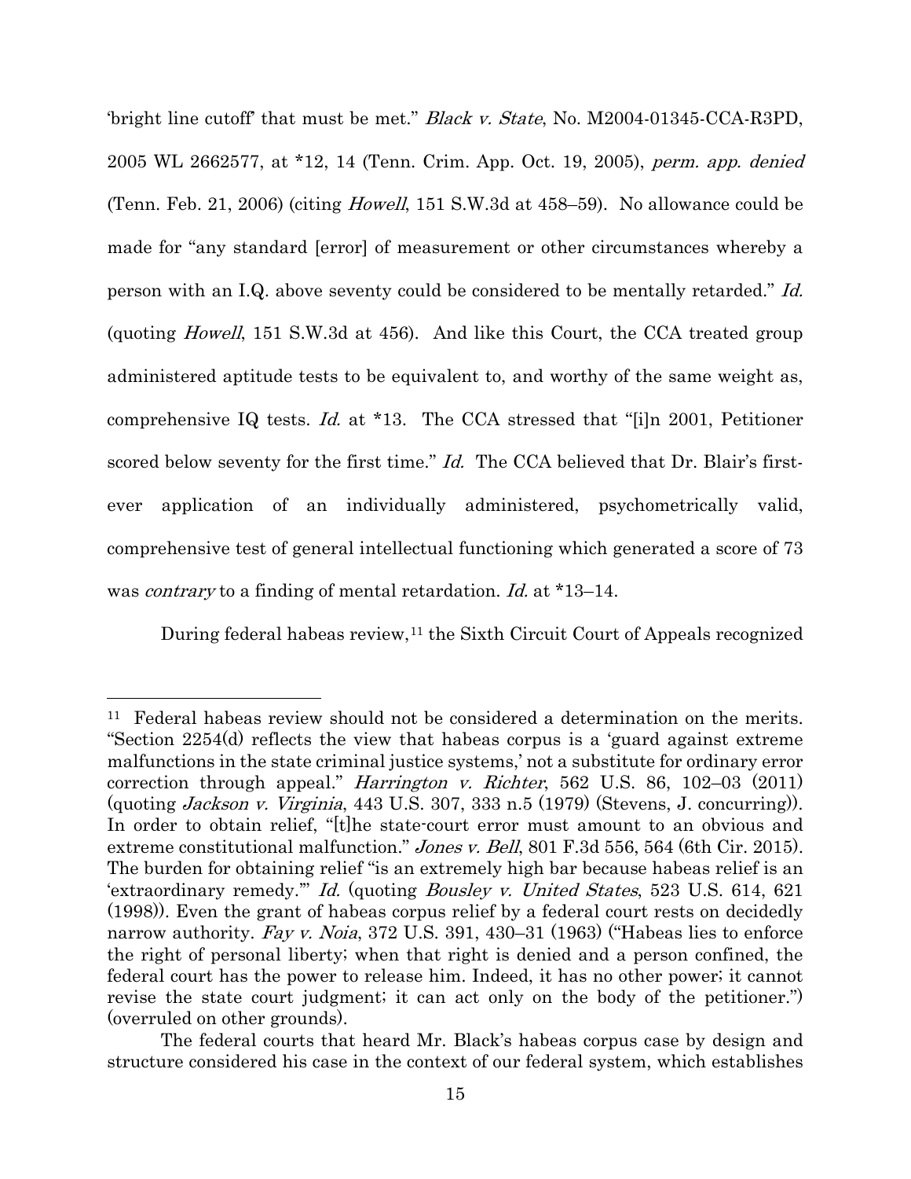'bright line cutoff' that must be met." *Black v. State*, No. M2004-01345-CCA-R3PD, 2005 WL 2662577, at *12, 14 (Tenn. Crim. App. Oct. 19, 2005), *perm. app. denied* (Tenn. Feb. 21, 2006) (citing *Howell*, 151 S.W.3d at 458–59). No allowance could be made for "any standard [error] of measurement or other circumstances whereby a person with an I.Q. above seventy could be considered to be mentally retarded." *Id.* (quoting *Howell*, 151 S.W.3d at 456). And like this Court, the CCA treated group administered aptitude tests to be equivalent to, and worthy of the same weight as, comprehensive IQ tests. *Id.* at *13. The CCA stressed that "[i]n 2001, Petitioner scored below seventy for the first time." *Id.* The CCA believed that Dr. Blair's first-ever application of an individually administered, psychometrically valid, comprehensive test of general intellectual functioning which generated a score of 73 was *contrary* to a finding of mental retardation. *Id.* at *13–14.

During federal habeas review,[11] the Sixth Circuit Court of Appeals recognized

---

[11] Federal habeas review should not be considered a determination on the merits. "Section 2254(d) reflects the view that habeas corpus is a 'guard against extreme malfunctions in the state criminal justice systems,' not a substitute for ordinary error correction through appeal." *Harrington v. Richter*, 562 U.S. 86, 102–03 (2011) (quoting *Jackson v. Virginia*, 443 U.S. 307, 333 n.5 (1979) (Stevens, J. concurring)). In order to obtain relief, "[t]he state-court error must amount to an obvious and extreme constitutional malfunction." *Jones v. Bell*, 801 F.3d 556, 564 (6th Cir. 2015). The burden for obtaining relief "is an extremely high bar because habeas relief is an 'extraordinary remedy.'" *Id.* (quoting *Bousley v. United States*, 523 U.S. 614, 621 (1998)). Even the grant of habeas corpus relief by a federal court rests on decidedly narrow authority. *Fay v. Noia*, 372 U.S. 391, 430–31 (1963) ("Habeas lies to enforce the right of personal liberty; when that right is denied and a person confined, the federal court has the power to release him. Indeed, it has no other power; it cannot revise the state court judgment; it can act only on the body of the petitioner.") (overruled on other grounds).

The federal courts that heard Mr. Black's habeas corpus case by design and structure considered his case in the context of our federal system, which establishes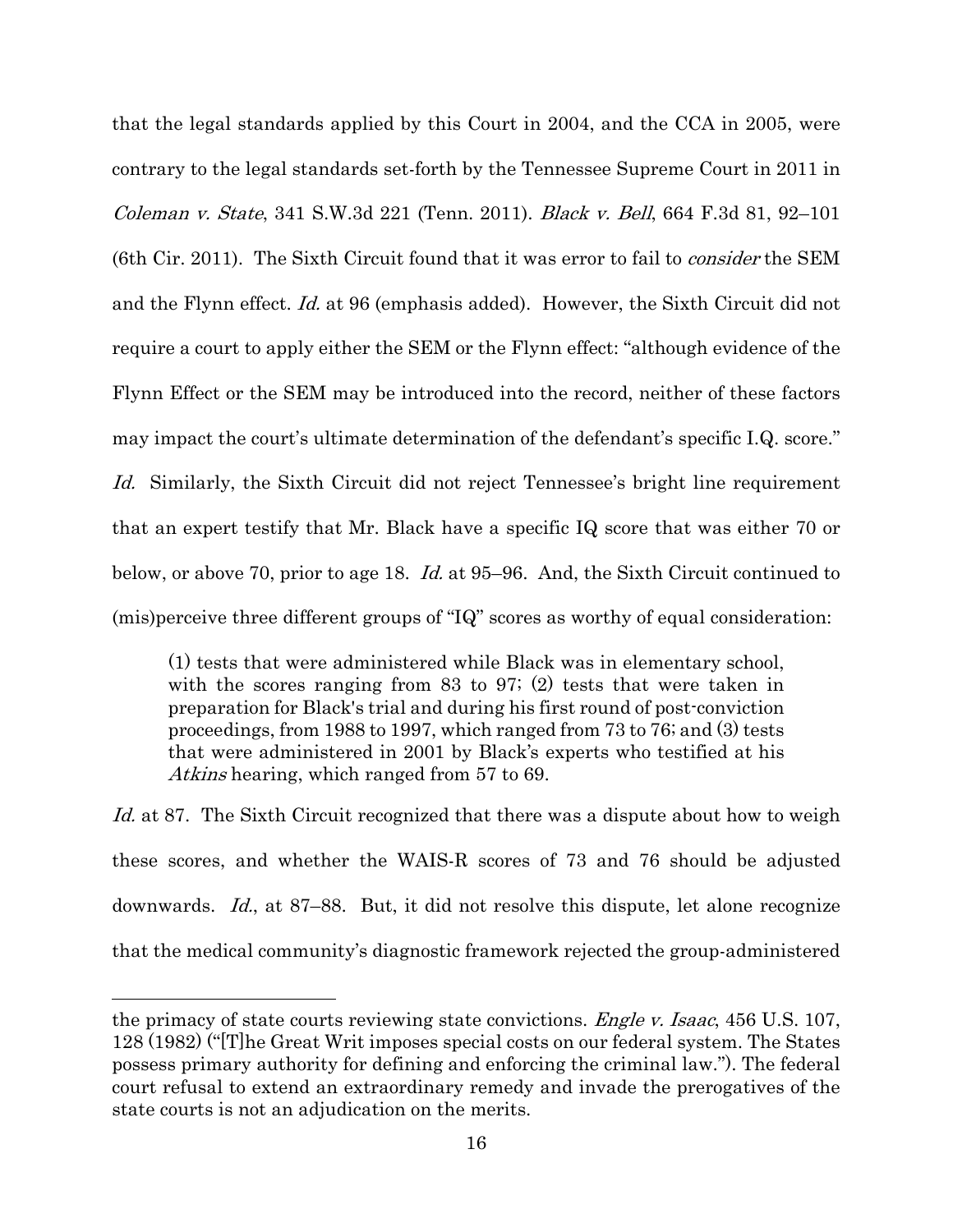that the legal standards applied by this Court in 2004, and the CCA in 2005, were contrary to the legal standards set-forth by the Tennessee Supreme Court in 2011 in *Coleman v. State*, 341 S.W.3d 221 (Tenn. 2011). *Black v. Bell*, 664 F.3d 81, 92–101 (6th Cir. 2011). The Sixth Circuit found that it was error to fail to *consider* the SEM and the Flynn effect. *Id.* at 96 (emphasis added). However, the Sixth Circuit did not require a court to apply either the SEM or the Flynn effect: "although evidence of the Flynn Effect or the SEM may be introduced into the record, neither of these factors may impact the court's ultimate determination of the defendant's specific I.Q. score." *Id.* Similarly, the Sixth Circuit did not reject Tennessee's bright line requirement that an expert testify that Mr. Black have a specific IQ score that was either 70 or below, or above 70, prior to age 18. *Id.* at 95–96. And, the Sixth Circuit continued to (mis)perceive three different groups of "IQ" scores as worthy of equal consideration:

> (1) tests that were administered while Black was in elementary school, with the scores ranging from 83 to 97; (2) tests that were taken in preparation for Black's trial and during his first round of post-conviction proceedings, from 1988 to 1997, which ranged from 73 to 76; and (3) tests that were administered in 2001 by Black's experts who testified at his *Atkins* hearing, which ranged from 57 to 69.

*Id.* at 87. The Sixth Circuit recognized that there was a dispute about how to weigh these scores, and whether the WAIS-R scores of 73 and 76 should be adjusted downwards. *Id.*, at 87–88. But, it did not resolve this dispute, let alone recognize that the medical community's diagnostic framework rejected the group-administered

---

the primacy of state courts reviewing state convictions. *Engle v. Isaac*, 456 U.S. 107, 128 (1982) ("[T]he Great Writ imposes special costs on our federal system. The States possess primary authority for defining and enforcing the criminal law."). The federal court refusal to extend an extraordinary remedy and invade the prerogatives of the state courts is not an adjudication on the merits.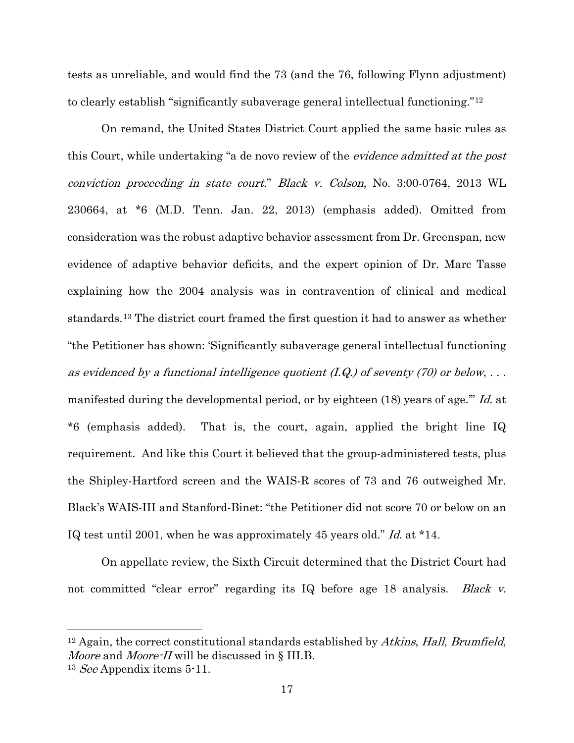tests as unreliable, and would find the 73 (and the 76, following Flynn adjustment) to clearly establish "significantly subaverage general intellectual functioning."[12]

On remand, the United States District Court applied the same basic rules as this Court, while undertaking "a de novo review of the *evidence admitted at the post conviction proceeding in state court*." *Black v. Colson*, No. 3:00-0764, 2013 WL 230664, at *6 (M.D. Tenn. Jan. 22, 2013) (emphasis added). Omitted from consideration was the robust adaptive behavior assessment from Dr. Greenspan, new evidence of adaptive behavior deficits, and the expert opinion of Dr. Marc Tasse explaining how the 2004 analysis was in contravention of clinical and medical standards.[13] The district court framed the first question it had to answer as whether "the Petitioner has shown: 'Significantly subaverage general intellectual functioning *as evidenced by a functional intelligence quotient (I.Q.) of seventy (70) or below*, . . . manifested during the developmental period, or by eighteen (18) years of age.'" *Id.* at *6 (emphasis added). That is, the court, again, applied the bright line IQ requirement. And like this Court it believed that the group-administered tests, plus the Shipley-Hartford screen and the WAIS-R scores of 73 and 76 outweighed Mr. Black's WAIS-III and Stanford-Binet: "the Petitioner did not score 70 or below on an IQ test until 2001, when he was approximately 45 years old." *Id.* at *14.

On appellate review, the Sixth Circuit determined that the District Court had not committed "clear error" regarding its IQ before age 18 analysis. *Black v.*

---

[12] Again, the correct constitutional standards established by *Atkins*, *Hall*, *Brumfield*, *Moore* and *Moore-II* will be discussed in § III.B.

[13] *See* Appendix items 5-11.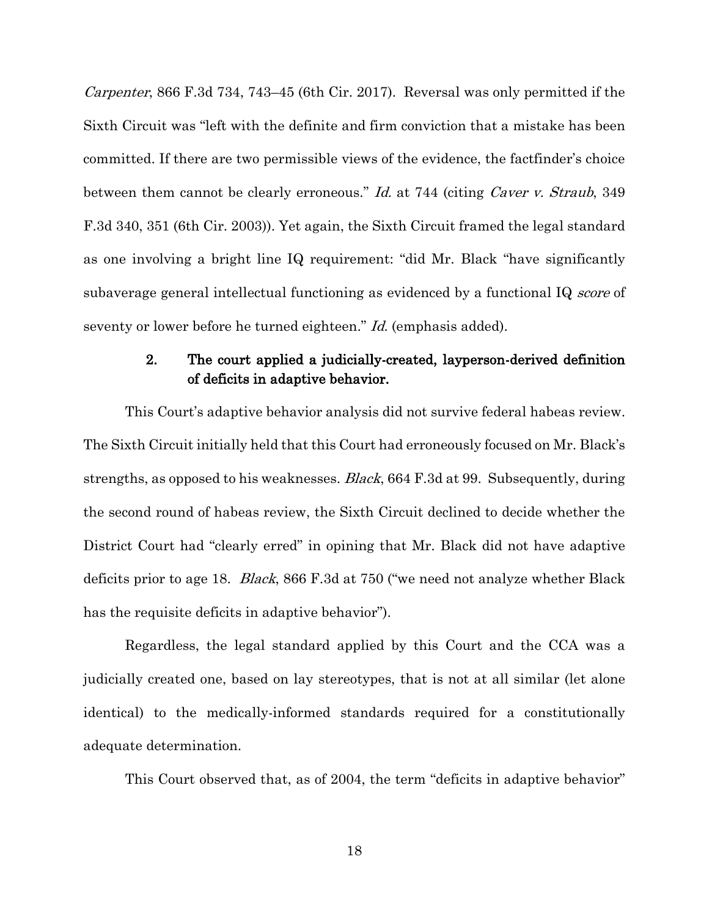*Carpenter*, 866 F.3d 734, 743–45 (6th Cir. 2017). Reversal was only permitted if the Sixth Circuit was "left with the definite and firm conviction that a mistake has been committed. If there are two permissible views of the evidence, the factfinder's choice between them cannot be clearly erroneous." *Id.* at 744 (citing *Caver v. Straub*, 349 F.3d 340, 351 (6th Cir. 2003)). Yet again, the Sixth Circuit framed the legal standard as one involving a bright line IQ requirement: "did Mr. Black "have significantly subaverage general intellectual functioning as evidenced by a functional IQ *score* of seventy or lower before he turned eighteen." *Id.* (emphasis added).

### 2. The court applied a judicially-created, layperson-derived definition of deficits in adaptive behavior.

This Court's adaptive behavior analysis did not survive federal habeas review. The Sixth Circuit initially held that this Court had erroneously focused on Mr. Black's strengths, as opposed to his weaknesses. *Black*, 664 F.3d at 99. Subsequently, during the second round of habeas review, the Sixth Circuit declined to decide whether the District Court had "clearly erred" in opining that Mr. Black did not have adaptive deficits prior to age 18. *Black*, 866 F.3d at 750 ("we need not analyze whether Black has the requisite deficits in adaptive behavior").

Regardless, the legal standard applied by this Court and the CCA was a judicially created one, based on lay stereotypes, that is not at all similar (let alone identical) to the medically-informed standards required for a constitutionally adequate determination.

This Court observed that, as of 2004, the term "deficits in adaptive behavior"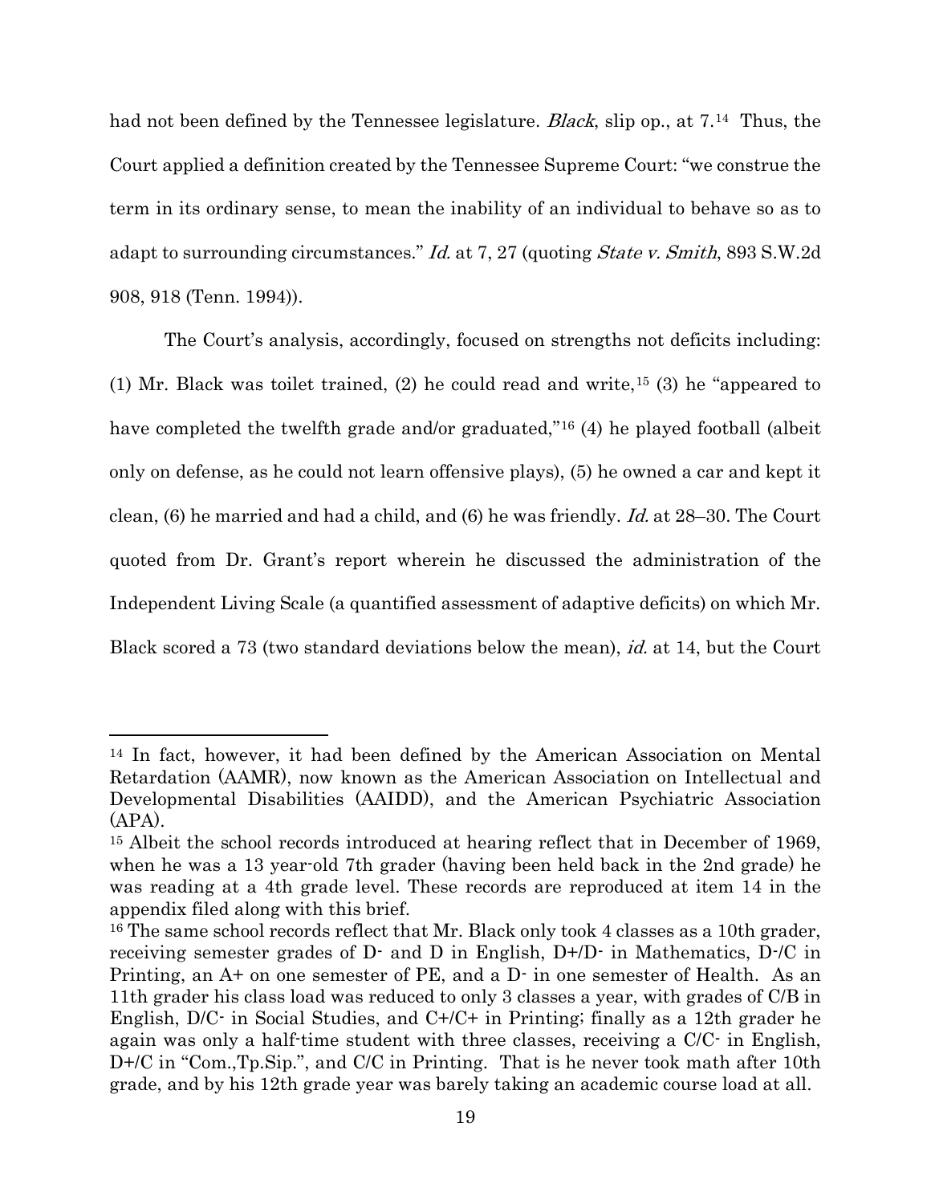had not been defined by the Tennessee legislature. *Black*, slip op., at 7.[14] Thus, the Court applied a definition created by the Tennessee Supreme Court: "we construe the term in its ordinary sense, to mean the inability of an individual to behave so as to adapt to surrounding circumstances." *Id.* at 7, 27 (quoting *State v. Smith*, 893 S.W.2d 908, 918 (Tenn. 1994)).

The Court's analysis, accordingly, focused on strengths not deficits including: (1) Mr. Black was toilet trained, (2) he could read and write,[15] (3) he "appeared to have completed the twelfth grade and/or graduated,"[16] (4) he played football (albeit only on defense, as he could not learn offensive plays), (5) he owned a car and kept it clean, (6) he married and had a child, and (6) he was friendly. *Id.* at 28–30. The Court quoted from Dr. Grant's report wherein he discussed the administration of the Independent Living Scale (a quantified assessment of adaptive deficits) on which Mr. Black scored a 73 (two standard deviations below the mean), *id.* at 14, but the Court

---

[14] In fact, however, it had been defined by the American Association on Mental Retardation (AAMR), now known as the American Association on Intellectual and Developmental Disabilities (AAIDD), and the American Psychiatric Association (APA).

[15] Albeit the school records introduced at hearing reflect that in December of 1969, when he was a 13 year-old 7th grader (having been held back in the 2nd grade) he was reading at a 4th grade level. These records are reproduced at item 14 in the appendix filed along with this brief.

[16] The same school records reflect that Mr. Black only took 4 classes as a 10th grader, receiving semester grades of D- and D in English, D+/D- in Mathematics, D-/C in Printing, an A+ on one semester of PE, and a D- in one semester of Health. As an 11th grader his class load was reduced to only 3 classes a year, with grades of C/B in English, D/C- in Social Studies, and C+/C+ in Printing; finally as a 12th grader he again was only a half-time student with three classes, receiving a C/C- in English, D+/C in "Com.,Tp.Sip.", and C/C in Printing. That is he never took math after 10th grade, and by his 12th grade year was barely taking an academic course load at all.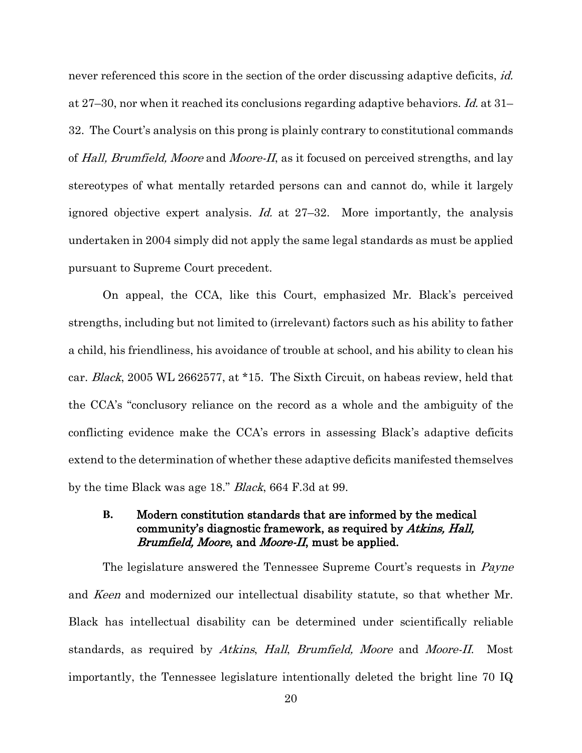never referenced this score in the section of the order discussing adaptive deficits, *id.* at 27–30, nor when it reached its conclusions regarding adaptive behaviors. *Id.* at 31–32. The Court's analysis on this prong is plainly contrary to constitutional commands of *Hall, Brumfield, Moore* and *Moore-II*, as it focused on perceived strengths, and lay stereotypes of what mentally retarded persons can and cannot do, while it largely ignored objective expert analysis. *Id.* at 27–32. More importantly, the analysis undertaken in 2004 simply did not apply the same legal standards as must be applied pursuant to Supreme Court precedent.

On appeal, the CCA, like this Court, emphasized Mr. Black's perceived strengths, including but not limited to (irrelevant) factors such as his ability to father a child, his friendliness, his avoidance of trouble at school, and his ability to clean his car. *Black*, 2005 WL 2662577, at *15. The Sixth Circuit, on habeas review, held that the CCA's "conclusory reliance on the record as a whole and the ambiguity of the conflicting evidence make the CCA's errors in assessing Black's adaptive deficits extend to the determination of whether these adaptive deficits manifested themselves by the time Black was age 18." *Black*, 664 F.3d at 99.

### B. Modern constitution standards that are informed by the medical community's diagnostic framework, as required by *Atkins, Hall, Brumfield, Moore*, and *Moore-II*, must be applied.

The legislature answered the Tennessee Supreme Court's requests in *Payne* and *Keen* and modernized our intellectual disability statute, so that whether Mr. Black has intellectual disability can be determined under scientifically reliable standards, as required by *Atkins*, *Hall*, *Brumfield, Moore* and *Moore-II.* Most importantly, the Tennessee legislature intentionally deleted the bright line 70 IQ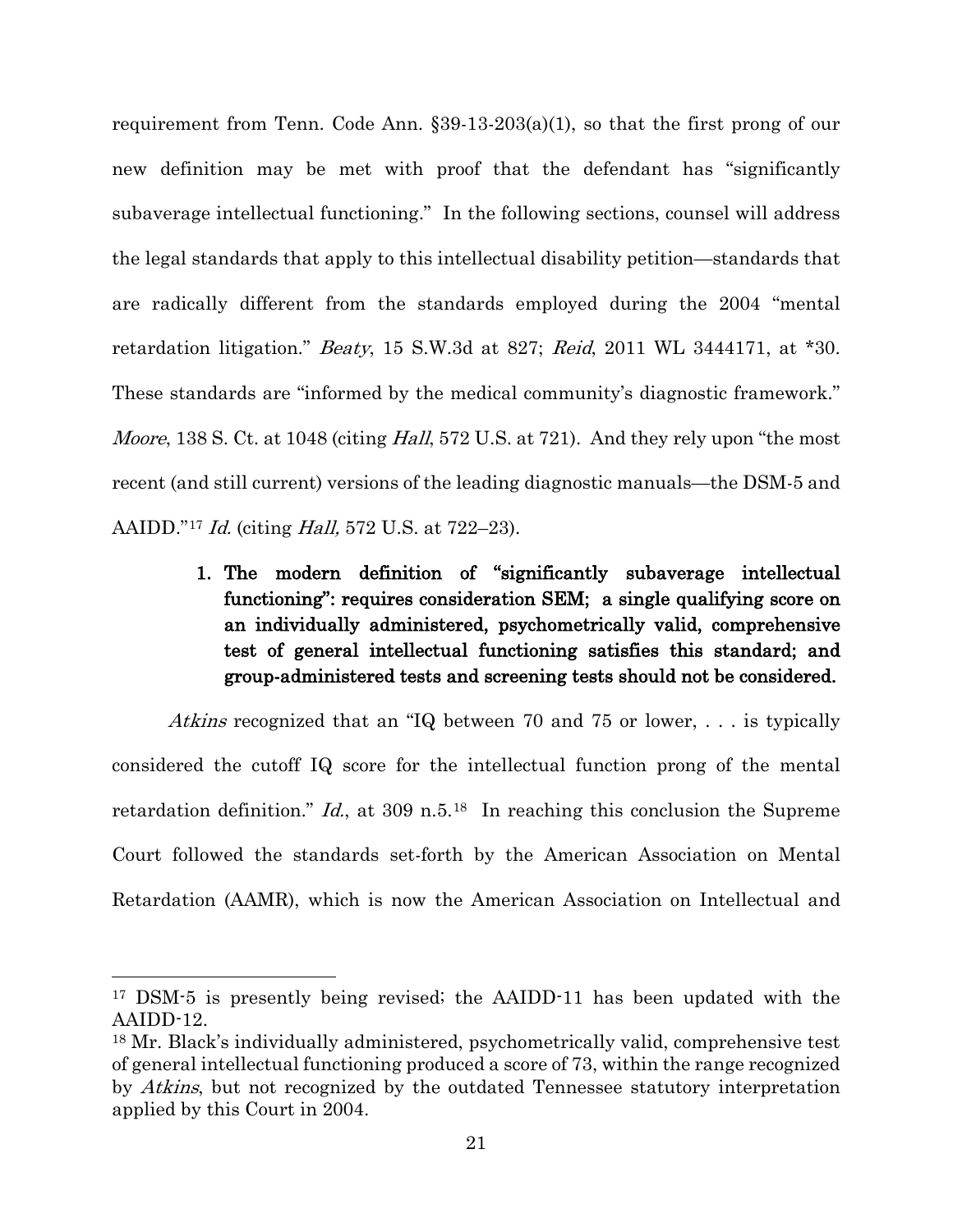requirement from Tenn. Code Ann. §39-13-203(a)(1), so that the first prong of our new definition may be met with proof that the defendant has "significantly subaverage intellectual functioning." In the following sections, counsel will address the legal standards that apply to this intellectual disability petition—standards that are radically different from the standards employed during the 2004 "mental retardation litigation." *Beaty*, 15 S.W.3d at 827; *Reid*, 2011 WL 3444171, at *30. These standards are "informed by the medical community's diagnostic framework." *Moore*, 138 S. Ct. at 1048 (citing *Hall*, 572 U.S. at 721). And they rely upon "the most recent (and still current) versions of the leading diagnostic manuals—the DSM-5 and AAIDD."[17] *Id.* (citing *Hall,* 572 U.S. at 722–23).

### 1. The modern definition of "significantly subaverage intellectual functioning": requires consideration SEM; a single qualifying score on an individually administered, psychometrically valid, comprehensive test of general intellectual functioning satisfies this standard; and group-administered tests and screening tests should not be considered.

*Atkins* recognized that an "IQ between 70 and 75 or lower, . . . is typically considered the cutoff IQ score for the intellectual function prong of the mental retardation definition." *Id.*, at 309 n.5.[18] In reaching this conclusion the Supreme Court followed the standards set-forth by the American Association on Mental Retardation (AAMR), which is now the American Association on Intellectual and

---

[17] DSM-5 is presently being revised; the AAIDD-11 has been updated with the AAIDD-12.

[18] Mr. Black's individually administered, psychometrically valid, comprehensive test of general intellectual functioning produced a score of 73, within the range recognized by *Atkins*, but not recognized by the outdated Tennessee statutory interpretation applied by this Court in 2004.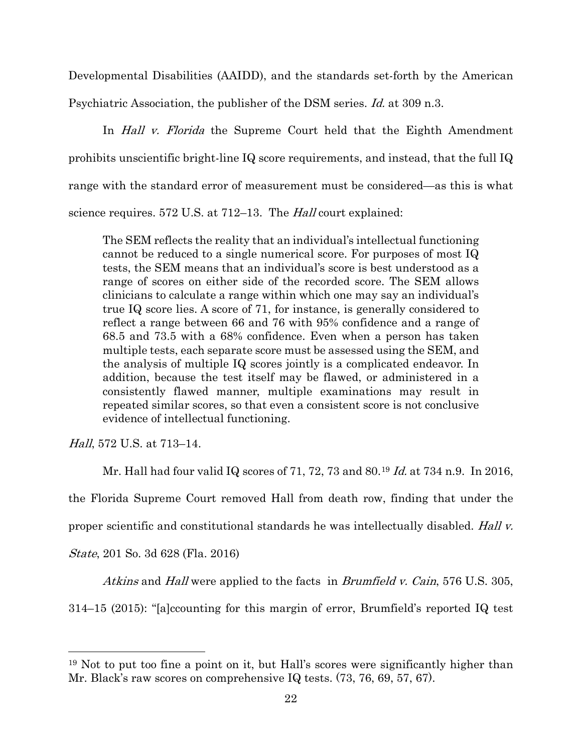Developmental Disabilities (AAIDD), and the standards set-forth by the American Psychiatric Association, the publisher of the DSM series. *Id.* at 309 n.3.

In *Hall v. Florida* the Supreme Court held that the Eighth Amendment prohibits unscientific bright-line IQ score requirements, and instead, that the full IQ range with the standard error of measurement must be considered—as this is what science requires. 572 U.S. at 712–13. The *Hall* court explained:

> The SEM reflects the reality that an individual's intellectual functioning cannot be reduced to a single numerical score. For purposes of most IQ tests, the SEM means that an individual's score is best understood as a range of scores on either side of the recorded score. The SEM allows clinicians to calculate a range within which one may say an individual's true IQ score lies. A score of 71, for instance, is generally considered to reflect a range between 66 and 76 with 95% confidence and a range of 68.5 and 73.5 with a 68% confidence. Even when a person has taken multiple tests, each separate score must be assessed using the SEM, and the analysis of multiple IQ scores jointly is a complicated endeavor. In addition, because the test itself may be flawed, or administered in a consistently flawed manner, multiple examinations may result in repeated similar scores, so that even a consistent score is not conclusive evidence of intellectual functioning.

*Hall*, 572 U.S. at 713–14.

Mr. Hall had four valid IQ scores of 71, 72, 73 and 80.[19] *Id.* at 734 n.9. In 2016, the Florida Supreme Court removed Hall from death row, finding that under the proper scientific and constitutional standards he was intellectually disabled. *Hall v. State*, 201 So. 3d 628 (Fla. 2016)

*Atkins* and *Hall* were applied to the facts in *Brumfield v. Cain*, 576 U.S. 305, 314–15 (2015): "[a]ccounting for this margin of error, Brumfield's reported IQ test

---

[19] Not to put too fine a point on it, but Hall's scores were significantly higher than Mr. Black's raw scores on comprehensive IQ tests. (73, 76, 69, 57, 67).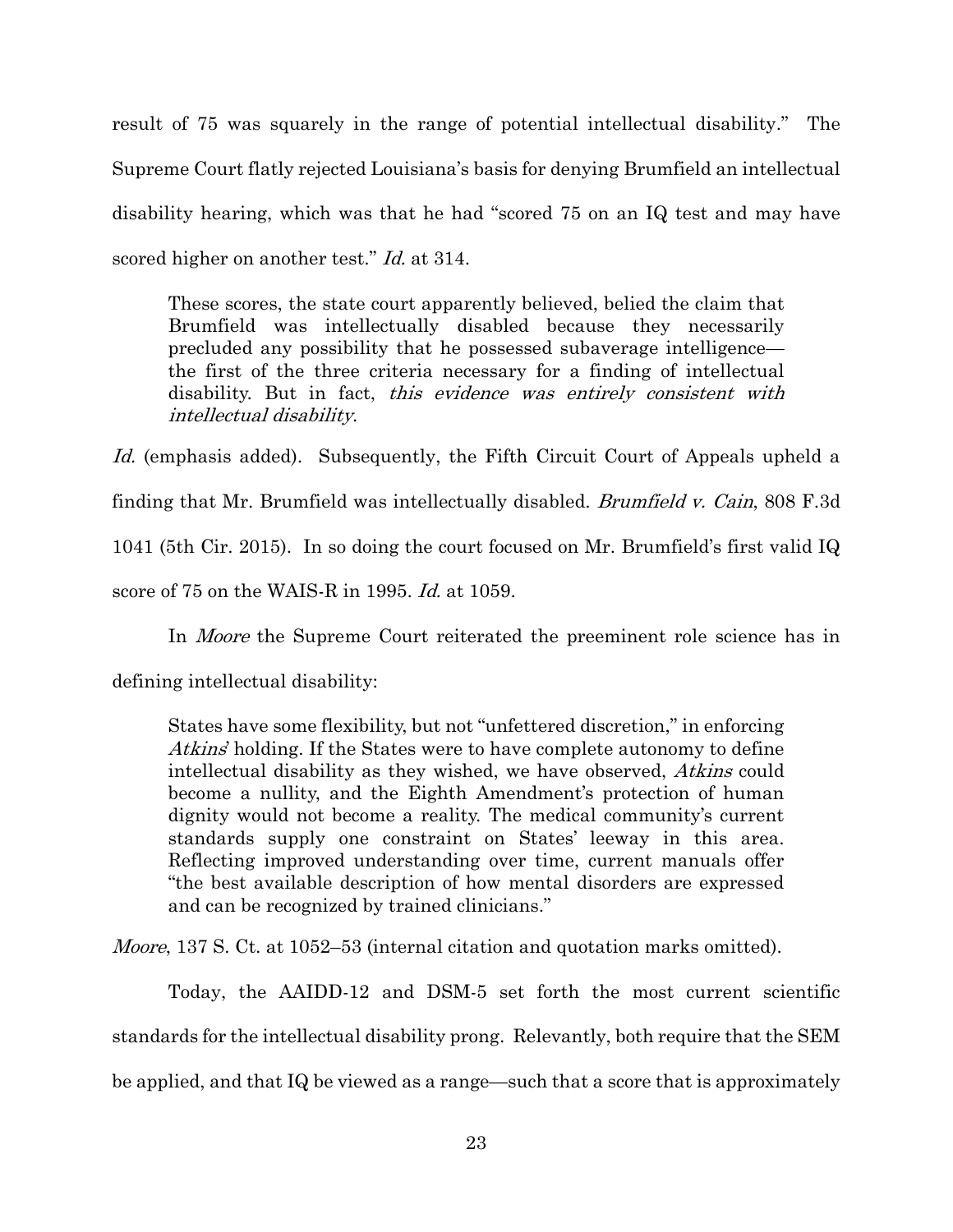result of 75 was squarely in the range of potential intellectual disability." The Supreme Court flatly rejected Louisiana's basis for denying Brumfield an intellectual disability hearing, which was that he had "scored 75 on an IQ test and may have scored higher on another test." *Id.* at 314.

> These scores, the state court apparently believed, belied the claim that Brumfield was intellectually disabled because they necessarily precluded any possibility that he possessed subaverage intelligence—the first of the three criteria necessary for a finding of intellectual disability. But in fact, *this evidence was entirely consistent with intellectual disability*.

*Id.* (emphasis added). Subsequently, the Fifth Circuit Court of Appeals upheld a finding that Mr. Brumfield was intellectually disabled. *Brumfield v. Cain*, 808 F.3d 1041 (5th Cir. 2015). In so doing the court focused on Mr. Brumfield's first valid IQ score of 75 on the WAIS-R in 1995. *Id.* at 1059.

In *Moore* the Supreme Court reiterated the preeminent role science has in defining intellectual disability:

> States have some flexibility, but not "unfettered discretion," in enforcing *Atkins*' holding. If the States were to have complete autonomy to define intellectual disability as they wished, we have observed, *Atkins* could become a nullity, and the Eighth Amendment's protection of human dignity would not become a reality. The medical community's current standards supply one constraint on States' leeway in this area. Reflecting improved understanding over time, current manuals offer "the best available description of how mental disorders are expressed and can be recognized by trained clinicians."

*Moore*, 137 S. Ct. at 1052–53 (internal citation and quotation marks omitted).

Today, the AAIDD-12 and DSM-5 set forth the most current scientific standards for the intellectual disability prong. Relevantly, both require that the SEM be applied, and that IQ be viewed as a range—such that a score that is approximately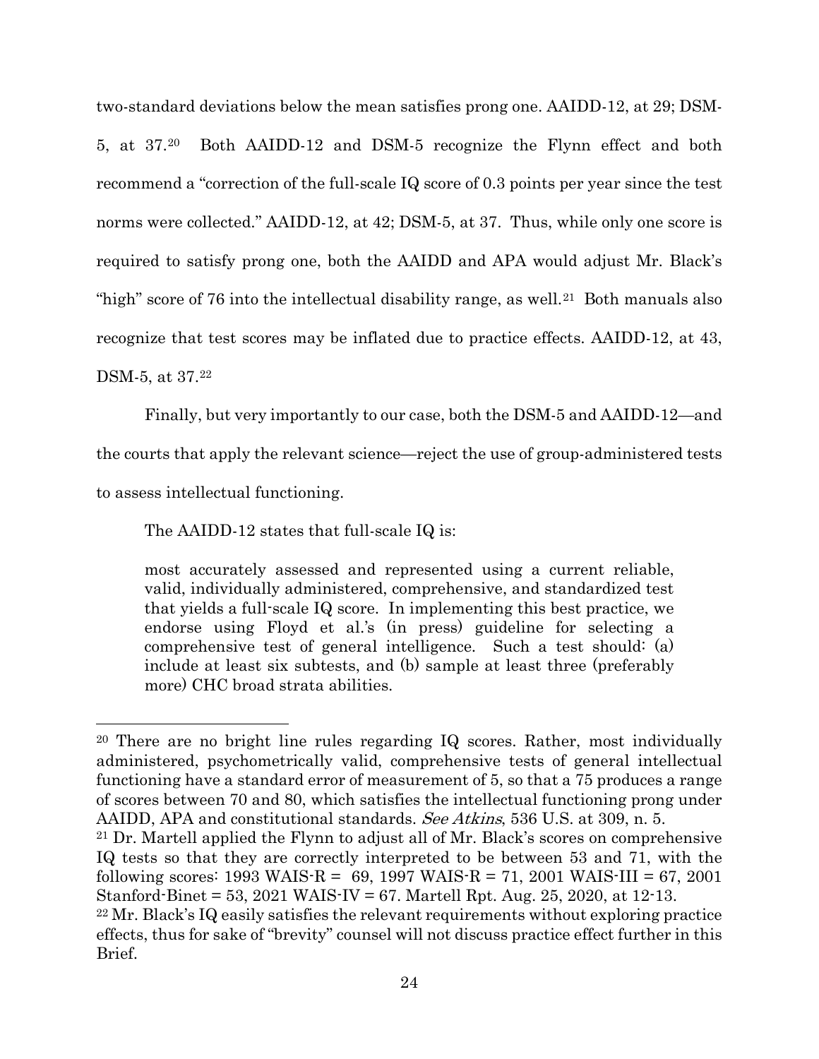two-standard deviations below the mean satisfies prong one. AAIDD-12, at 29; DSM-5, at 37.[20] Both AAIDD-12 and DSM-5 recognize the Flynn effect and both recommend a "correction of the full-scale IQ score of 0.3 points per year since the test norms were collected." AAIDD-12, at 42; DSM-5, at 37. Thus, while only one score is required to satisfy prong one, both the AAIDD and APA would adjust Mr. Black's "high" score of 76 into the intellectual disability range, as well.[21] Both manuals also recognize that test scores may be inflated due to practice effects. AAIDD-12, at 43, DSM-5, at 37.[22]

Finally, but very importantly to our case, both the DSM-5 and AAIDD-12—and the courts that apply the relevant science—reject the use of group-administered tests to assess intellectual functioning.

The AAIDD-12 states that full-scale IQ is:

> most accurately assessed and represented using a current reliable, valid, individually administered, comprehensive, and standardized test that yields a full-scale IQ score. In implementing this best practice, we endorse using Floyd et al.'s (in press) guideline for selecting a comprehensive test of general intelligence. Such a test should: (a) include at least six subtests, and (b) sample at least three (preferably more) CHC broad strata abilities.

---

[20] There are no bright line rules regarding IQ scores. Rather, most individually administered, psychometrically valid, comprehensive tests of general intellectual functioning have a standard error of measurement of 5, so that a 75 produces a range of scores between 70 and 80, which satisfies the intellectual functioning prong under AAIDD, APA and constitutional standards. *See Atkins*, 536 U.S. at 309, n. 5.

[21] Dr. Martell applied the Flynn to adjust all of Mr. Black's scores on comprehensive IQ tests so that they are correctly interpreted to be between 53 and 71, with the following scores: 1993 WAIS-R = 69, 1997 WAIS-R = 71, 2001 WAIS-III = 67, 2001 Stanford-Binet = 53, 2021 WAIS-IV = 67. Martell Rpt. Aug. 25, 2020, at 12-13.

[22] Mr. Black's IQ easily satisfies the relevant requirements without exploring practice effects, thus for sake of "brevity" counsel will not discuss practice effect further in this Brief.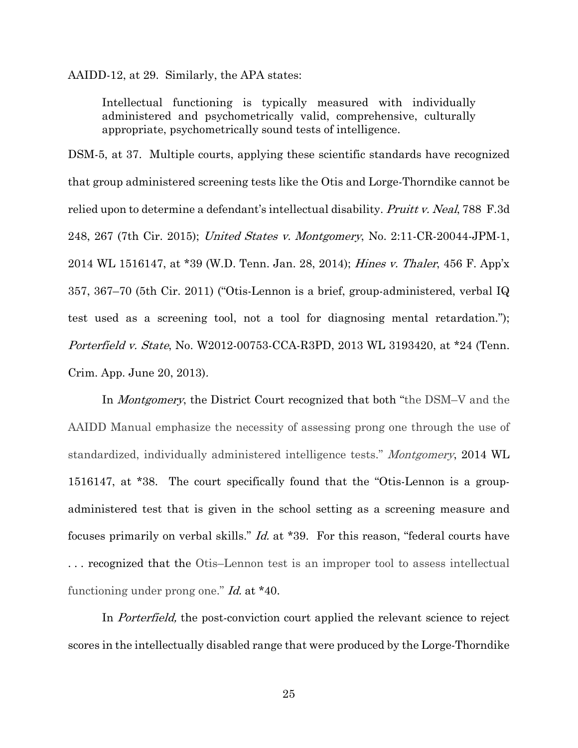AAIDD-12, at 29. Similarly, the APA states:

> Intellectual functioning is typically measured with individually administered and psychometrically valid, comprehensive, culturally appropriate, psychometrically sound tests of intelligence.

DSM-5, at 37. Multiple courts, applying these scientific standards have recognized that group administered screening tests like the Otis and Lorge-Thorndike cannot be relied upon to determine a defendant's intellectual disability. *Pruitt v. Neal*, 788 F.3d 248, 267 (7th Cir. 2015); *United States v. Montgomery*, No. 2:11-CR-20044-JPM-1, 2014 WL 1516147, at *39 (W.D. Tenn. Jan. 28, 2014); *Hines v. Thaler*, 456 F. App'x 357, 367–70 (5th Cir. 2011) ("Otis-Lennon is a brief, group-administered, verbal IQ test used as a screening tool, not a tool for diagnosing mental retardation."); *Porterfield v. State*, No. W2012-00753-CCA-R3PD, 2013 WL 3193420, at *24 (Tenn. Crim. App. June 20, 2013).

In *Montgomery*, the District Court recognized that both "the DSM–V and the AAIDD Manual emphasize the necessity of assessing prong one through the use of standardized, individually administered intelligence tests." *Montgomery*, 2014 WL 1516147, at *38. The court specifically found that the "Otis-Lennon is a group-administered test that is given in the school setting as a screening measure and focuses primarily on verbal skills." *Id.* at *39. For this reason, "federal courts have . . . recognized that the Otis–Lennon test is an improper tool to assess intellectual functioning under prong one." *Id.* at *40.

In *Porterfield,* the post-conviction court applied the relevant science to reject scores in the intellectually disabled range that were produced by the Lorge-Thorndike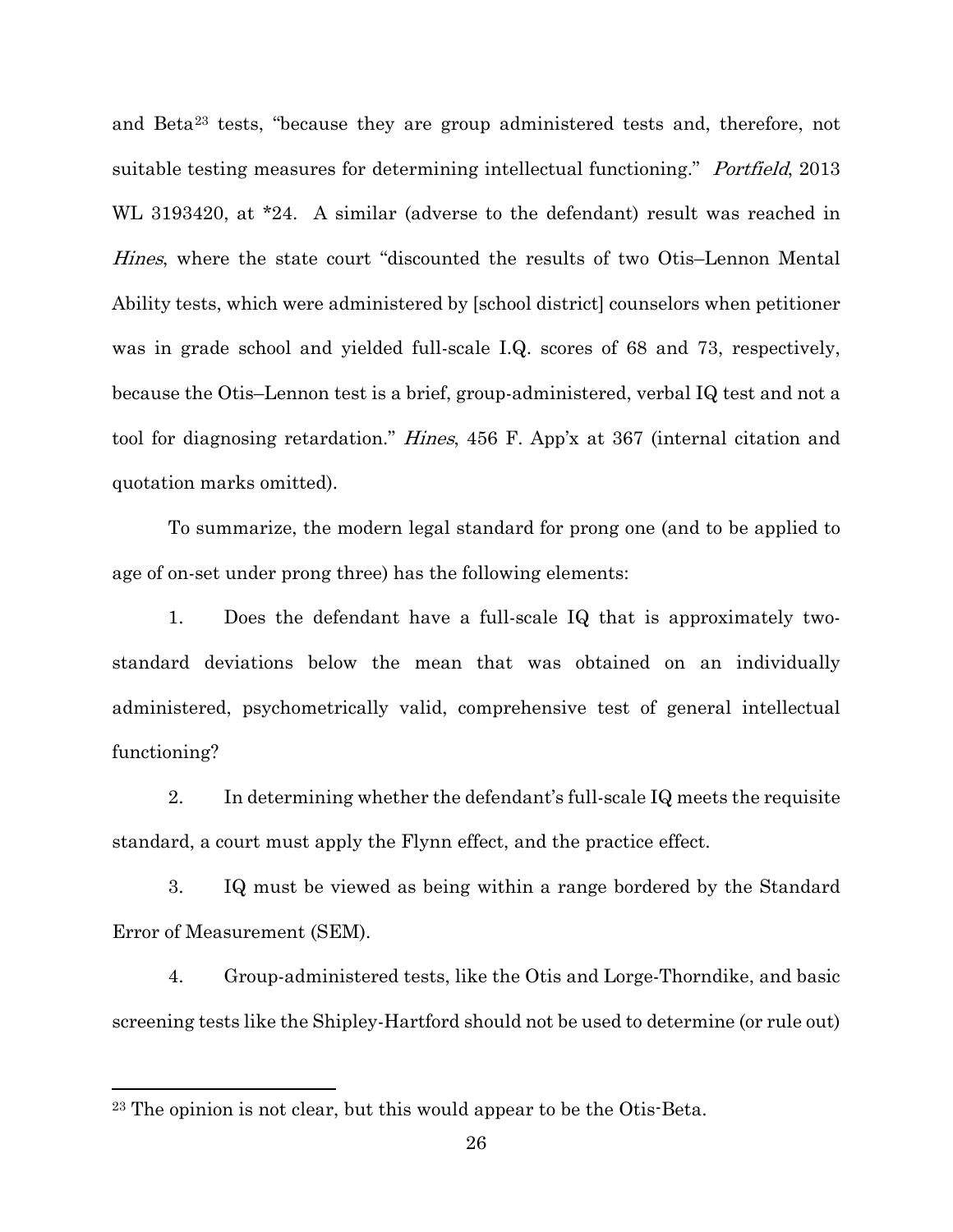and Beta[23] tests, "because they are group administered tests and, therefore, not suitable testing measures for determining intellectual functioning." *Portfield*, 2013 WL 3193420, at *24. A similar (adverse to the defendant) result was reached in *Hines*, where the state court "discounted the results of two Otis–Lennon Mental Ability tests, which were administered by [school district] counselors when petitioner was in grade school and yielded full-scale I.Q. scores of 68 and 73, respectively, because the Otis–Lennon test is a brief, group-administered, verbal IQ test and not a tool for diagnosing retardation." *Hines*, 456 F. App'x at 367 (internal citation and quotation marks omitted).

To summarize, the modern legal standard for prong one (and to be applied to age of on-set under prong three) has the following elements:

1. Does the defendant have a full-scale IQ that is approximately two-standard deviations below the mean that was obtained on an individually administered, psychometrically valid, comprehensive test of general intellectual functioning?

2. In determining whether the defendant's full-scale IQ meets the requisite standard, a court must apply the Flynn effect, and the practice effect.

3. IQ must be viewed as being within a range bordered by the Standard Error of Measurement (SEM).

4. Group-administered tests, like the Otis and Lorge-Thorndike, and basic screening tests like the Shipley-Hartford should not be used to determine (or rule out)

---

[23] The opinion is not clear, but this would appear to be the Otis-Beta.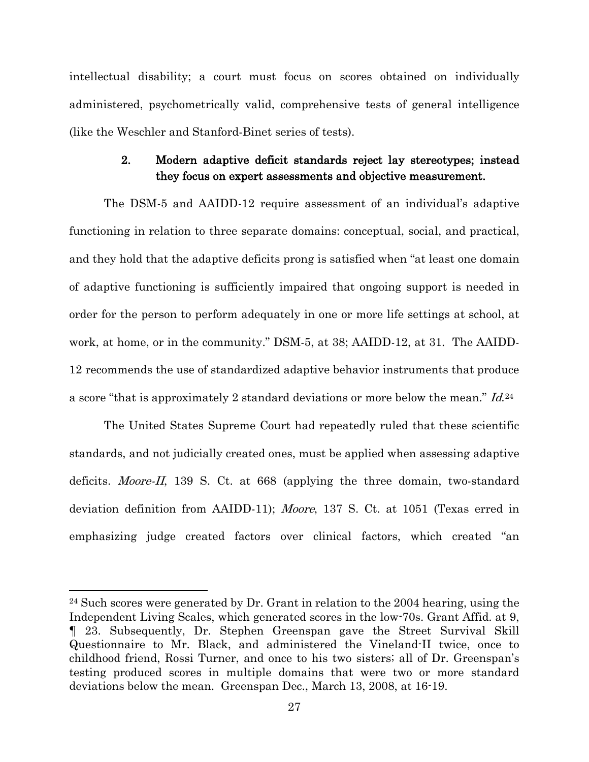intellectual disability; a court must focus on scores obtained on individually administered, psychometrically valid, comprehensive tests of general intelligence (like the Weschler and Stanford-Binet series of tests).

### 2. Modern adaptive deficit standards reject lay stereotypes; instead they focus on expert assessments and objective measurement.

The DSM-5 and AAIDD-12 require assessment of an individual's adaptive functioning in relation to three separate domains: conceptual, social, and practical, and they hold that the adaptive deficits prong is satisfied when "at least one domain of adaptive functioning is sufficiently impaired that ongoing support is needed in order for the person to perform adequately in one or more life settings at school, at work, at home, or in the community." DSM-5, at 38; AAIDD-12, at 31. The AAIDD-12 recommends the use of standardized adaptive behavior instruments that produce a score "that is approximately 2 standard deviations or more below the mean." *Id.*[24]

The United States Supreme Court had repeatedly ruled that these scientific standards, and not judicially created ones, must be applied when assessing adaptive deficits. *Moore-II*, 139 S. Ct. at 668 (applying the three domain, two-standard deviation definition from AAIDD-11); *Moore*, 137 S. Ct. at 1051 (Texas erred in emphasizing judge created factors over clinical factors, which created "an

---

[24] Such scores were generated by Dr. Grant in relation to the 2004 hearing, using the Independent Living Scales, which generated scores in the low-70s. Grant Affid. at 9, ¶ 23. Subsequently, Dr. Stephen Greenspan gave the Street Survival Skill Questionnaire to Mr. Black, and administered the Vineland-II twice, once to childhood friend, Rossi Turner, and once to his two sisters; all of Dr. Greenspan's testing produced scores in multiple domains that were two or more standard deviations below the mean. Greenspan Dec., March 13, 2008, at 16-19.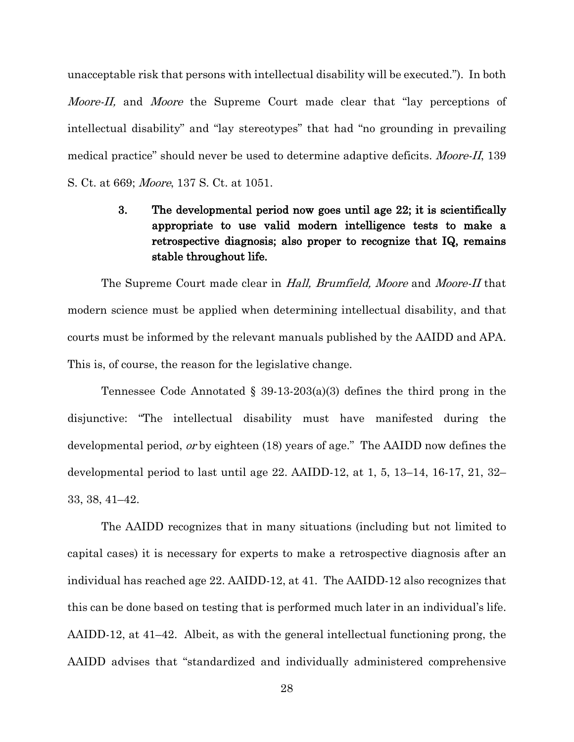unacceptable risk that persons with intellectual disability will be executed."). In both *Moore-II,* and *Moore* the Supreme Court made clear that "lay perceptions of intellectual disability" and "lay stereotypes" that had "no grounding in prevailing medical practice" should never be used to determine adaptive deficits. *Moore-II*, 139 S. Ct. at 669; *Moore*, 137 S. Ct. at 1051.

### 3. The developmental period now goes until age 22; it is scientifically appropriate to use valid modern intelligence tests to make a retrospective diagnosis; also proper to recognize that IQ, remains stable throughout life.

The Supreme Court made clear in *Hall, Brumfield, Moore* and *Moore-II* that modern science must be applied when determining intellectual disability, and that courts must be informed by the relevant manuals published by the AAIDD and APA. This is, of course, the reason for the legislative change.

Tennessee Code Annotated § 39-13-203(a)(3) defines the third prong in the disjunctive: "The intellectual disability must have manifested during the developmental period, *or* by eighteen (18) years of age." The AAIDD now defines the developmental period to last until age 22. AAIDD-12, at 1, 5, 13–14, 16-17, 21, 32–33, 38, 41–42.

The AAIDD recognizes that in many situations (including but not limited to capital cases) it is necessary for experts to make a retrospective diagnosis after an individual has reached age 22. AAIDD-12, at 41. The AAIDD-12 also recognizes that this can be done based on testing that is performed much later in an individual's life. AAIDD-12, at 41–42. Albeit, as with the general intellectual functioning prong, the AAIDD advises that "standardized and individually administered comprehensive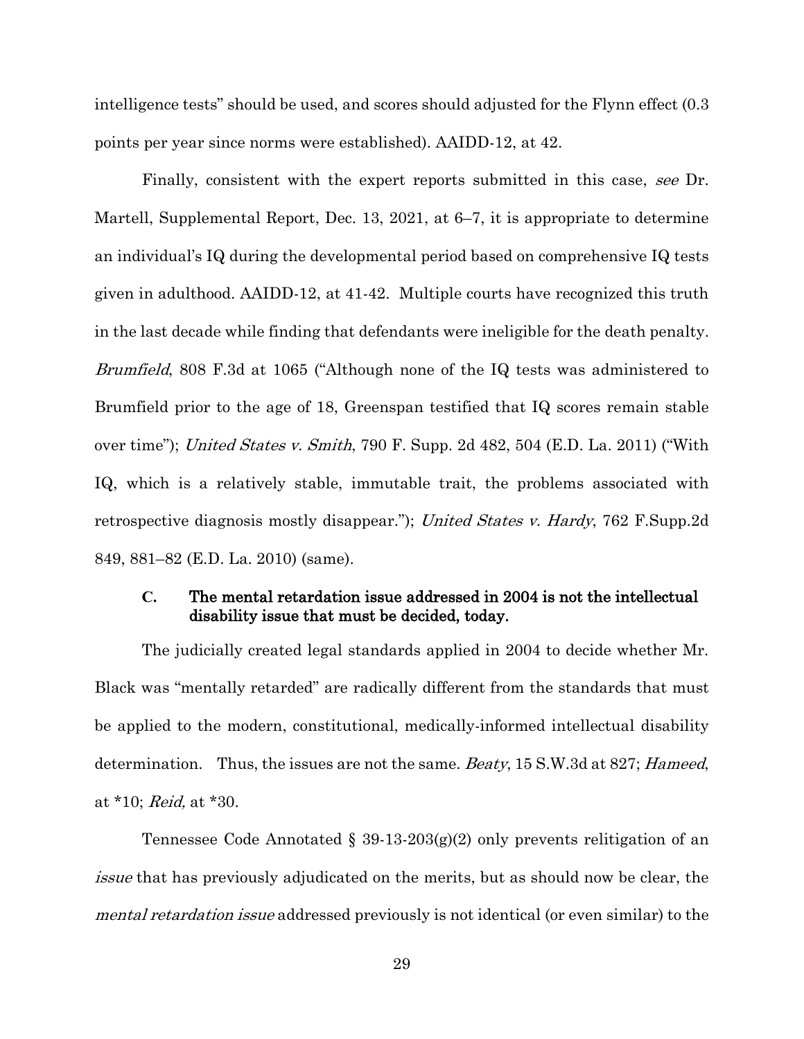intelligence tests" should be used, and scores should adjusted for the Flynn effect (0.3 points per year since norms were established). AAIDD-12, at 42.

Finally, consistent with the expert reports submitted in this case, *see* Dr. Martell, Supplemental Report, Dec. 13, 2021, at 6–7, it is appropriate to determine an individual's IQ during the developmental period based on comprehensive IQ tests given in adulthood. AAIDD-12, at 41-42. Multiple courts have recognized this truth in the last decade while finding that defendants were ineligible for the death penalty. *Brumfield*, 808 F.3d at 1065 ("Although none of the IQ tests was administered to Brumfield prior to the age of 18, Greenspan testified that IQ scores remain stable over time"); *United States v. Smith*, 790 F. Supp. 2d 482, 504 (E.D. La. 2011) ("With IQ, which is a relatively stable, immutable trait, the problems associated with retrospective diagnosis mostly disappear."); *United States v. Hardy*, 762 F.Supp.2d 849, 881–82 (E.D. La. 2010) (same).

### C. The mental retardation issue addressed in 2004 is not the intellectual disability issue that must be decided, today.

The judicially created legal standards applied in 2004 to decide whether Mr. Black was "mentally retarded" are radically different from the standards that must be applied to the modern, constitutional, medically-informed intellectual disability determination. Thus, the issues are not the same. *Beaty*, 15 S.W.3d at 827; *Hameed*, at *10; *Reid,* at *30.

Tennessee Code Annotated § 39-13-203(g)(2) only prevents relitigation of an *issue* that has previously adjudicated on the merits, but as should now be clear, the *mental retardation issue* addressed previously is not identical (or even similar) to the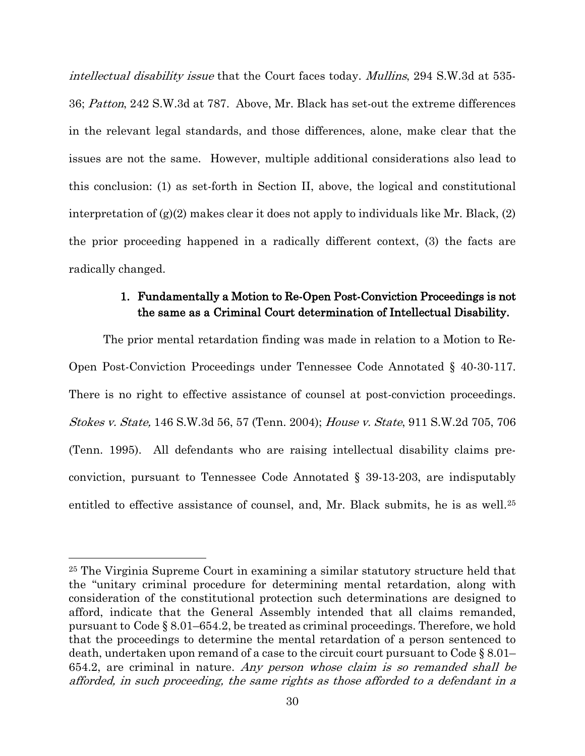*intellectual disability issue* that the Court faces today. *Mullins*, 294 S.W.3d at 535-36; *Patton*, 242 S.W.3d at 787. Above, Mr. Black has set-out the extreme differences in the relevant legal standards, and those differences, alone, make clear that the issues are not the same. However, multiple additional considerations also lead to this conclusion: (1) as set-forth in Section II, above, the logical and constitutional interpretation of (g)(2) makes clear it does not apply to individuals like Mr. Black, (2) the prior proceeding happened in a radically different context, (3) the facts are radically changed.

1. **Fundamentally a Motion to Re-Open Post-Conviction Proceedings is not the same as a Criminal Court determination of Intellectual Disability.**

The prior mental retardation finding was made in relation to a Motion to Re-Open Post-Conviction Proceedings under Tennessee Code Annotated § 40-30-117. There is no right to effective assistance of counsel at post-conviction proceedings. *Stokes v. State,* 146 S.W.3d 56, 57 (Tenn. 2004); *House v. State*, 911 S.W.2d 705, 706 (Tenn. 1995). All defendants who are raising intellectual disability claims pre-conviction, pursuant to Tennessee Code Annotated § 39-13-203, are indisputably entitled to effective assistance of counsel, and, Mr. Black submits, he is as well.[25]

---

[25] The Virginia Supreme Court in examining a similar statutory structure held that the "unitary criminal procedure for determining mental retardation, along with consideration of the constitutional protection such determinations are designed to afford, indicate that the General Assembly intended that all claims remanded, pursuant to Code § 8.01–654.2, be treated as criminal proceedings. Therefore, we hold that the proceedings to determine the mental retardation of a person sentenced to death, undertaken upon remand of a case to the circuit court pursuant to Code § 8.01–654.2, are criminal in nature. *Any person whose claim is so remanded shall be afforded, in such proceeding, the same rights as those afforded to a defendant in a*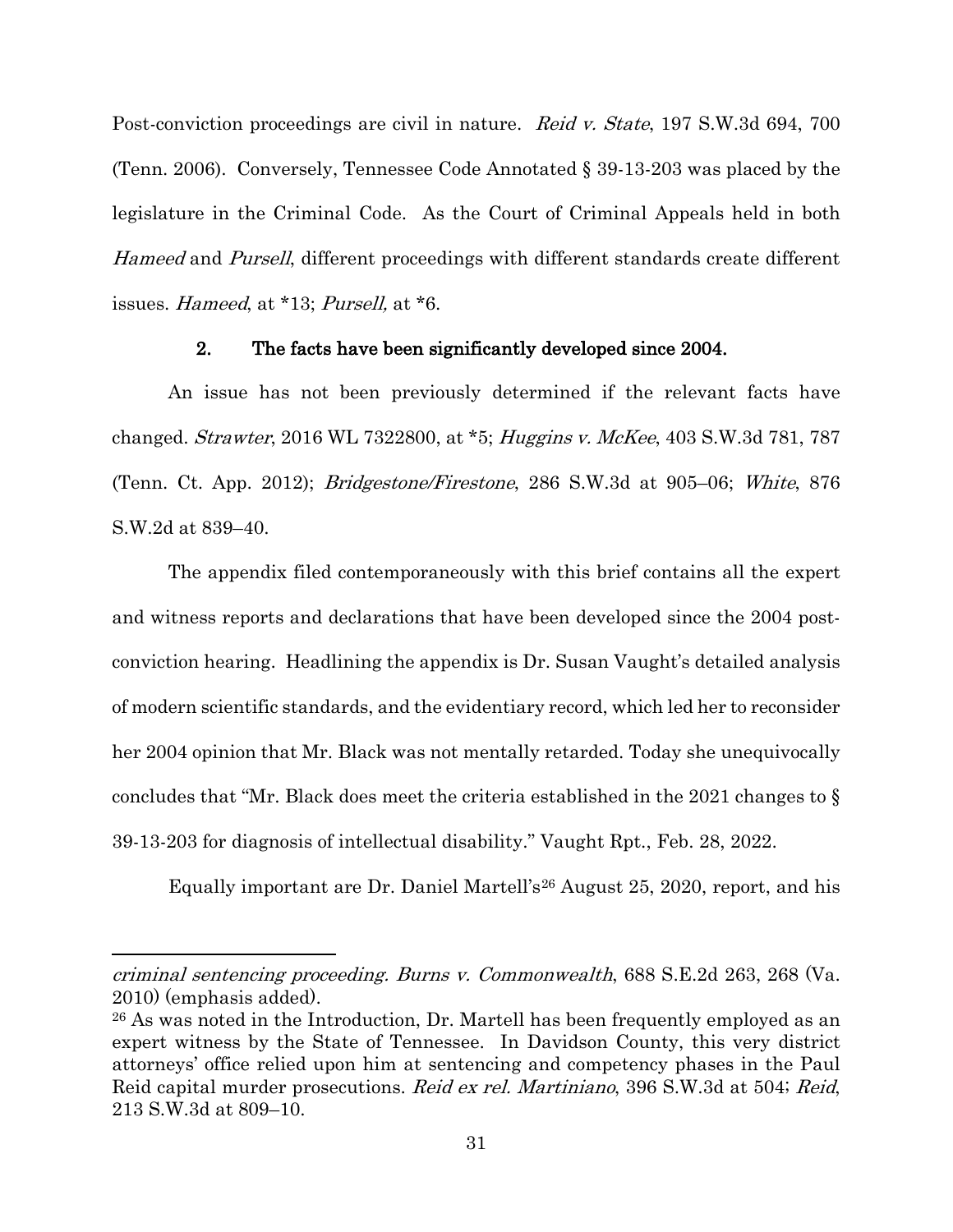Post-conviction proceedings are civil in nature. *Reid v. State*, 197 S.W.3d 694, 700 (Tenn. 2006). Conversely, Tennessee Code Annotated § 39-13-203 was placed by the legislature in the Criminal Code. As the Court of Criminal Appeals held in both *Hameed* and *Pursell*, different proceedings with different standards create different issues. *Hameed*, at *13; *Pursell,* at *6.

### 2. The facts have been significantly developed since 2004.

An issue has not been previously determined if the relevant facts have changed. *Strawter*, 2016 WL 7322800, at *5; *Huggins v. McKee*, 403 S.W.3d 781, 787 (Tenn. Ct. App. 2012); *Bridgestone/Firestone*, 286 S.W.3d at 905–06; *White*, 876 S.W.2d at 839–40.

The appendix filed contemporaneously with this brief contains all the expert and witness reports and declarations that have been developed since the 2004 post-conviction hearing. Headlining the appendix is Dr. Susan Vaught's detailed analysis of modern scientific standards, and the evidentiary record, which led her to reconsider her 2004 opinion that Mr. Black was not mentally retarded. Today she unequivocally concludes that "Mr. Black does meet the criteria established in the 2021 changes to § 39-13-203 for diagnosis of intellectual disability." Vaught Rpt., Feb. 28, 2022.

Equally important are Dr. Daniel Martell's[26] August 25, 2020, report, and his

---

*criminal sentencing proceeding. Burns v. Commonwealth*, 688 S.E.2d 263, 268 (Va. 2010) (emphasis added).

[26] As was noted in the Introduction, Dr. Martell has been frequently employed as an expert witness by the State of Tennessee. In Davidson County, this very district attorneys' office relied upon him at sentencing and competency phases in the Paul Reid capital murder prosecutions. *Reid ex rel. Martiniano*, 396 S.W.3d at 504; *Reid*, 213 S.W.3d at 809–10.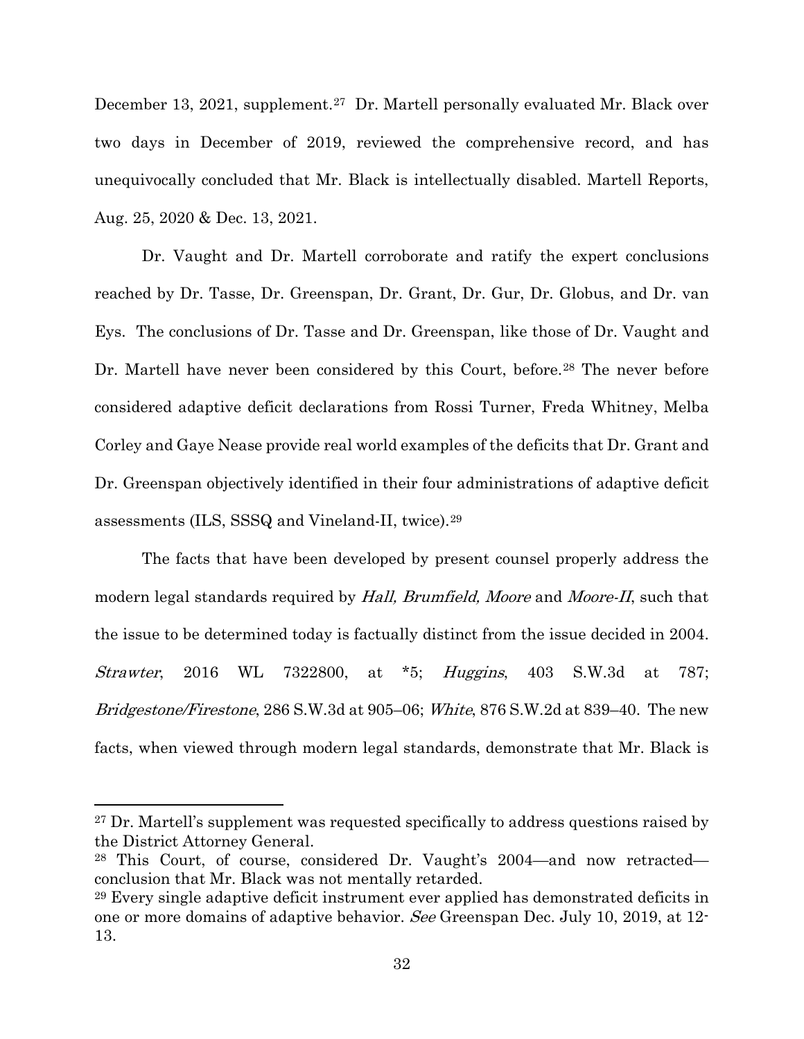December 13, 2021, supplement.[27] Dr. Martell personally evaluated Mr. Black over two days in December of 2019, reviewed the comprehensive record, and has unequivocally concluded that Mr. Black is intellectually disabled. Martell Reports, Aug. 25, 2020 & Dec. 13, 2021.

Dr. Vaught and Dr. Martell corroborate and ratify the expert conclusions reached by Dr. Tasse, Dr. Greenspan, Dr. Grant, Dr. Gur, Dr. Globus, and Dr. van Eys. The conclusions of Dr. Tasse and Dr. Greenspan, like those of Dr. Vaught and Dr. Martell have never been considered by this Court, before.[28] The never before considered adaptive deficit declarations from Rossi Turner, Freda Whitney, Melba Corley and Gaye Nease provide real world examples of the deficits that Dr. Grant and Dr. Greenspan objectively identified in their four administrations of adaptive deficit assessments (ILS, SSSQ and Vineland-II, twice).[29]

The facts that have been developed by present counsel properly address the modern legal standards required by *Hall, Brumfield, Moore* and *Moore-II*, such that the issue to be determined today is factually distinct from the issue decided in 2004. *Strawter*, 2016 WL 7322800, at *5; *Huggins*, 403 S.W.3d at 787; *Bridgestone/Firestone*, 286 S.W.3d at 905–06; *White*, 876 S.W.2d at 839–40. The new facts, when viewed through modern legal standards, demonstrate that Mr. Black is

---

[27] Dr. Martell's supplement was requested specifically to address questions raised by the District Attorney General.

[28] This Court, of course, considered Dr. Vaught's 2004—and now retracted—conclusion that Mr. Black was not mentally retarded.

[29] Every single adaptive deficit instrument ever applied has demonstrated deficits in one or more domains of adaptive behavior. *See* Greenspan Dec. July 10, 2019, at 12-13.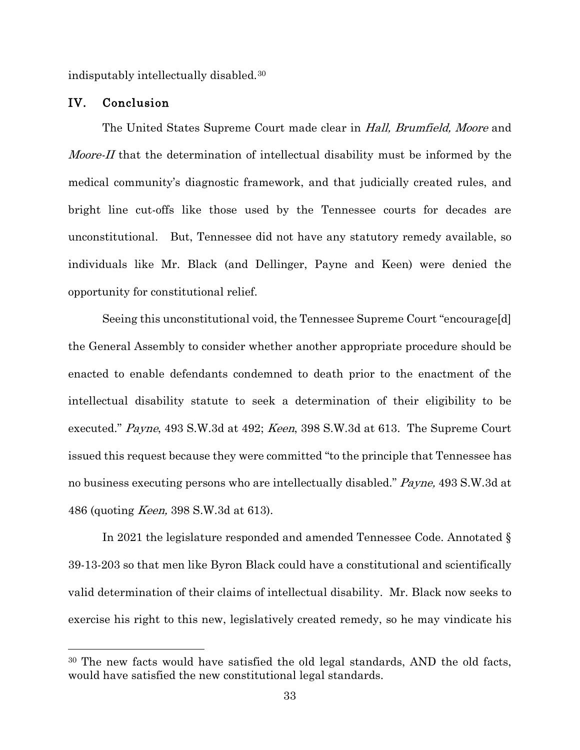indisputably intellectually disabled.[30]

## IV. Conclusion

The United States Supreme Court made clear in *Hall, Brumfield, Moore* and *Moore-II* that the determination of intellectual disability must be informed by the medical community's diagnostic framework, and that judicially created rules, and bright line cut-offs like those used by the Tennessee courts for decades are unconstitutional. But, Tennessee did not have any statutory remedy available, so individuals like Mr. Black (and Dellinger, Payne and Keen) were denied the opportunity for constitutional relief.

Seeing this unconstitutional void, the Tennessee Supreme Court "encourage[d] the General Assembly to consider whether another appropriate procedure should be enacted to enable defendants condemned to death prior to the enactment of the intellectual disability statute to seek a determination of their eligibility to be executed." *Payne*, 493 S.W.3d at 492; *Keen*, 398 S.W.3d at 613. The Supreme Court issued this request because they were committed "to the principle that Tennessee has no business executing persons who are intellectually disabled." *Payne,* 493 S.W.3d at 486 (quoting *Keen,* 398 S.W.3d at 613).

In 2021 the legislature responded and amended Tennessee Code. Annotated § 39-13-203 so that men like Byron Black could have a constitutional and scientifically valid determination of their claims of intellectual disability. Mr. Black now seeks to exercise his right to this new, legislatively created remedy, so he may vindicate his

---

[30] The new facts would have satisfied the old legal standards, AND the old facts, would have satisfied the new constitutional legal standards.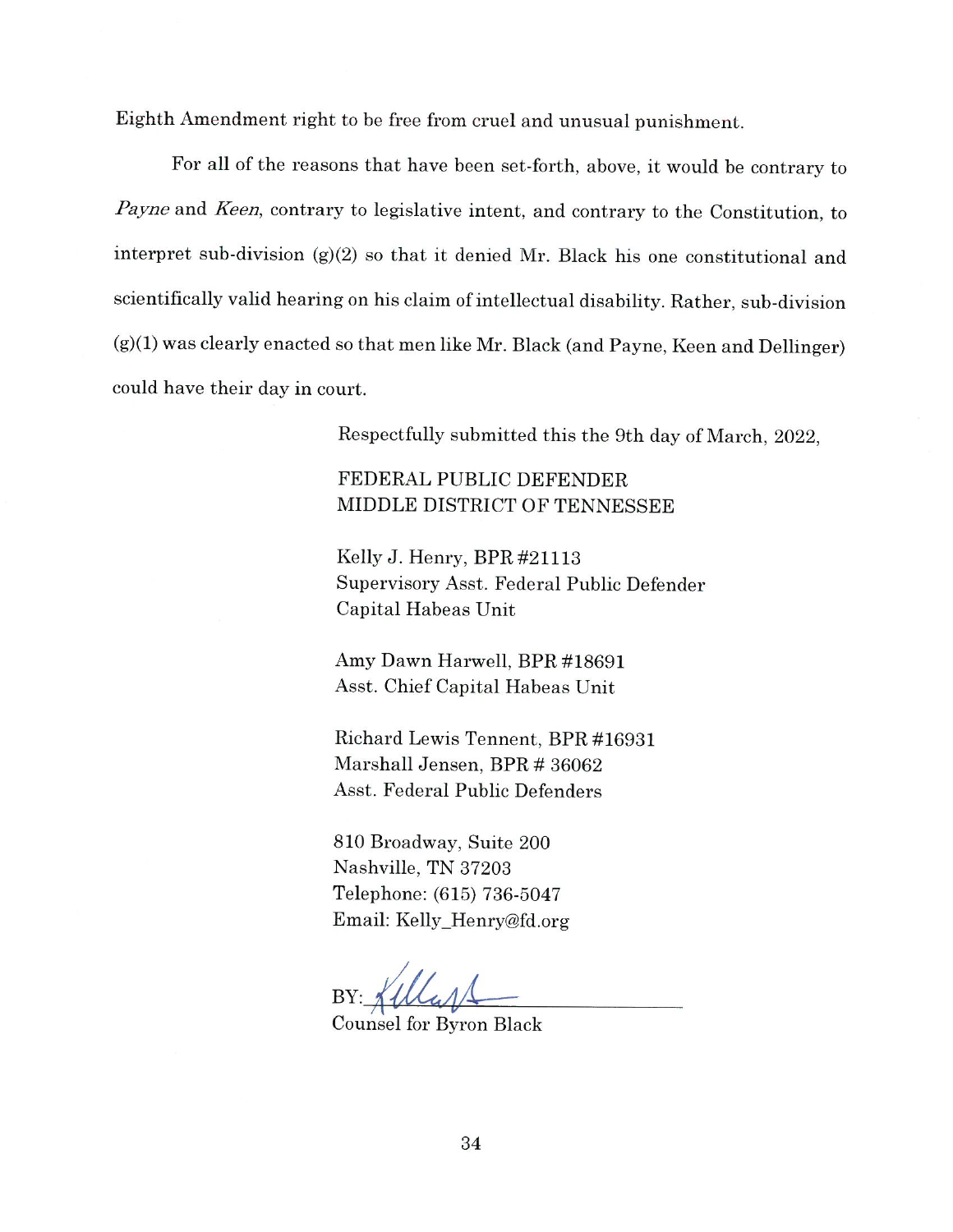Eighth Amendment right to be free from cruel and unusual punishment.

For all of the reasons that have been set-forth, above, it would be contrary to *Payne* and *Keen*, contrary to legislative intent, and contrary to the Constitution, to interpret sub-division (g)(2) so that it denied Mr. Black his one constitutional and scientifically valid hearing on his claim of intellectual disability. Rather, sub-division (g)(1) was clearly enacted so that men like Mr. Black (and Payne, Keen and Dellinger) could have their day in court.

Respectfully submitted this the 9th day of March, 2022,

FEDERAL PUBLIC DEFENDER
MIDDLE DISTRICT OF TENNESSEE

Kelly J. Henry, BPR #21113
Supervisory Asst. Federal Public Defender
Capital Habeas Unit

Amy Dawn Harwell, BPR #18691
Asst. Chief Capital Habeas Unit

Richard Lewis Tennent, BPR #16931
Marshall Jensen, BPR # 36062
Asst. Federal Public Defenders

810 Broadway, Suite 200
Nashville, TN 37203
Telephone: (615) 736-5047
Email: Kelly_Henry@fd.org

BY: ______________________
Counsel for Byron Black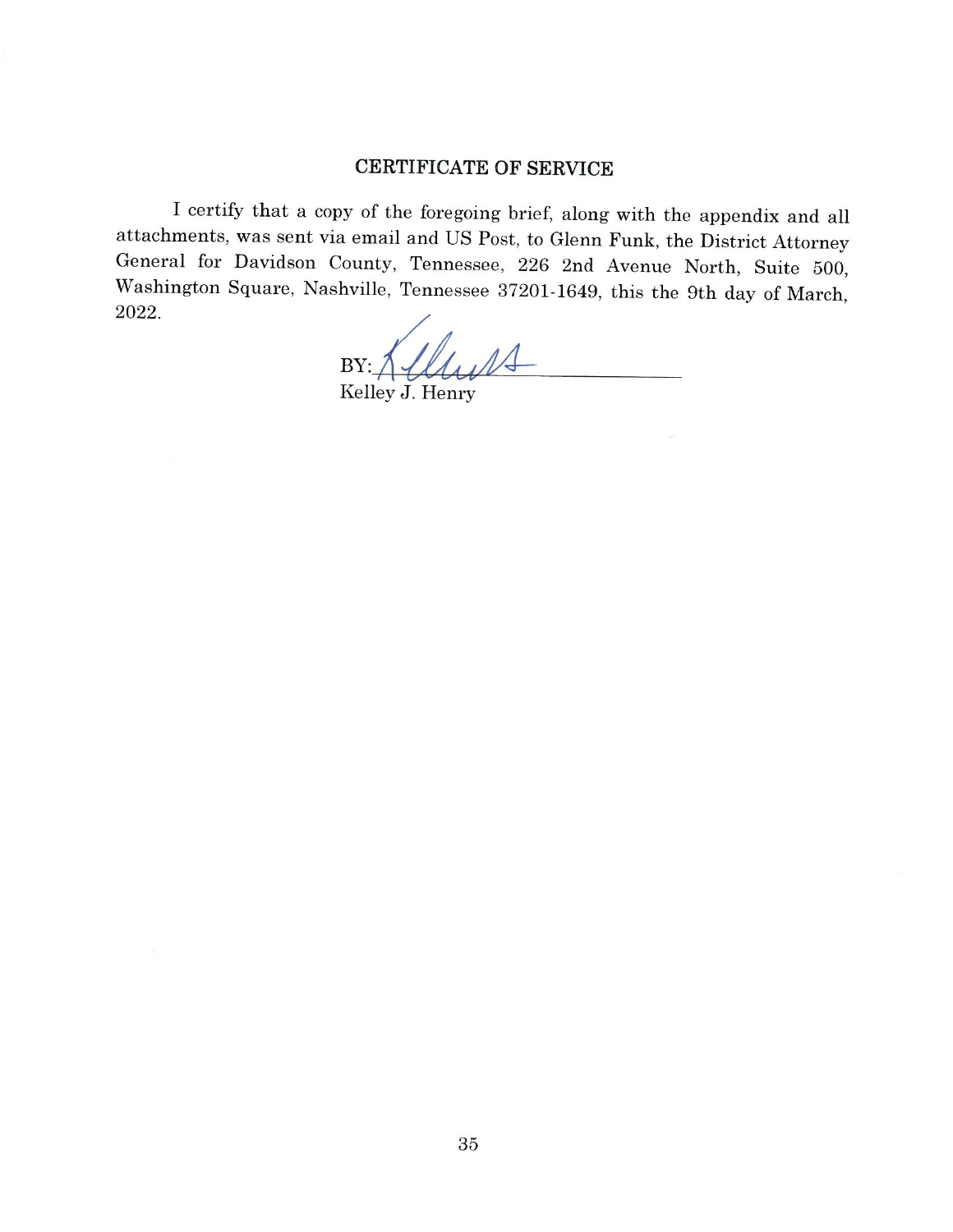## CERTIFICATE OF SERVICE

I certify that a copy of the foregoing brief, along with the appendix and all attachments, was sent via email and US Post, to Glenn Funk, the District Attorney General for Davidson County, Tennessee, 226 2nd Avenue North, Suite 500, Washington Square, Nashville, Tennessee 37201-1649, this the 9th day of March, 2022.

BY: ______________________
Kelley J. Henry